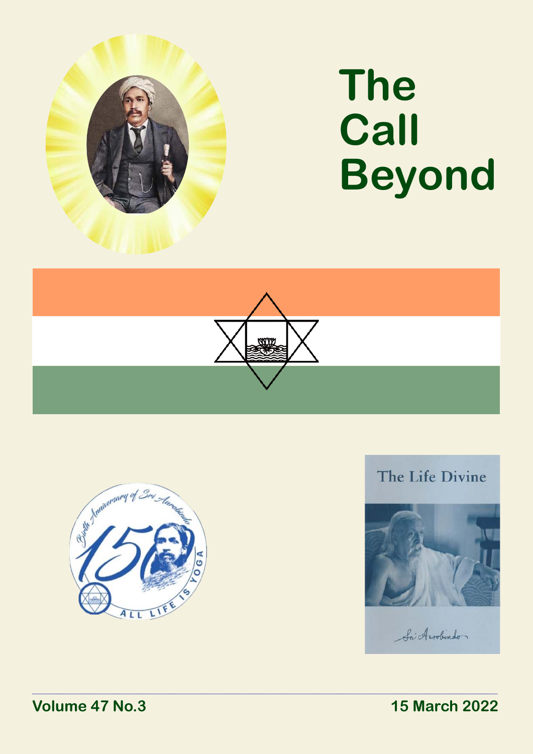# The Call Beyond

**Volume 47 No.3** **15 March 2022**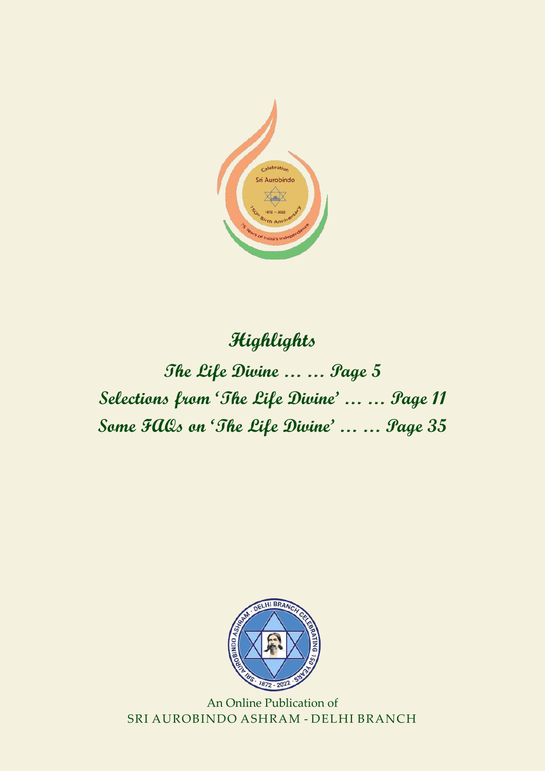## Highlights

**The Life Divine … … Page 5**

**Selections from 'The Life Divine' … … Page 11**

**Some FAQs on 'The Life Divine' … … Page 35**

An Online Publication of
SRI AUROBINDO ASHRAM - DELHI BRANCH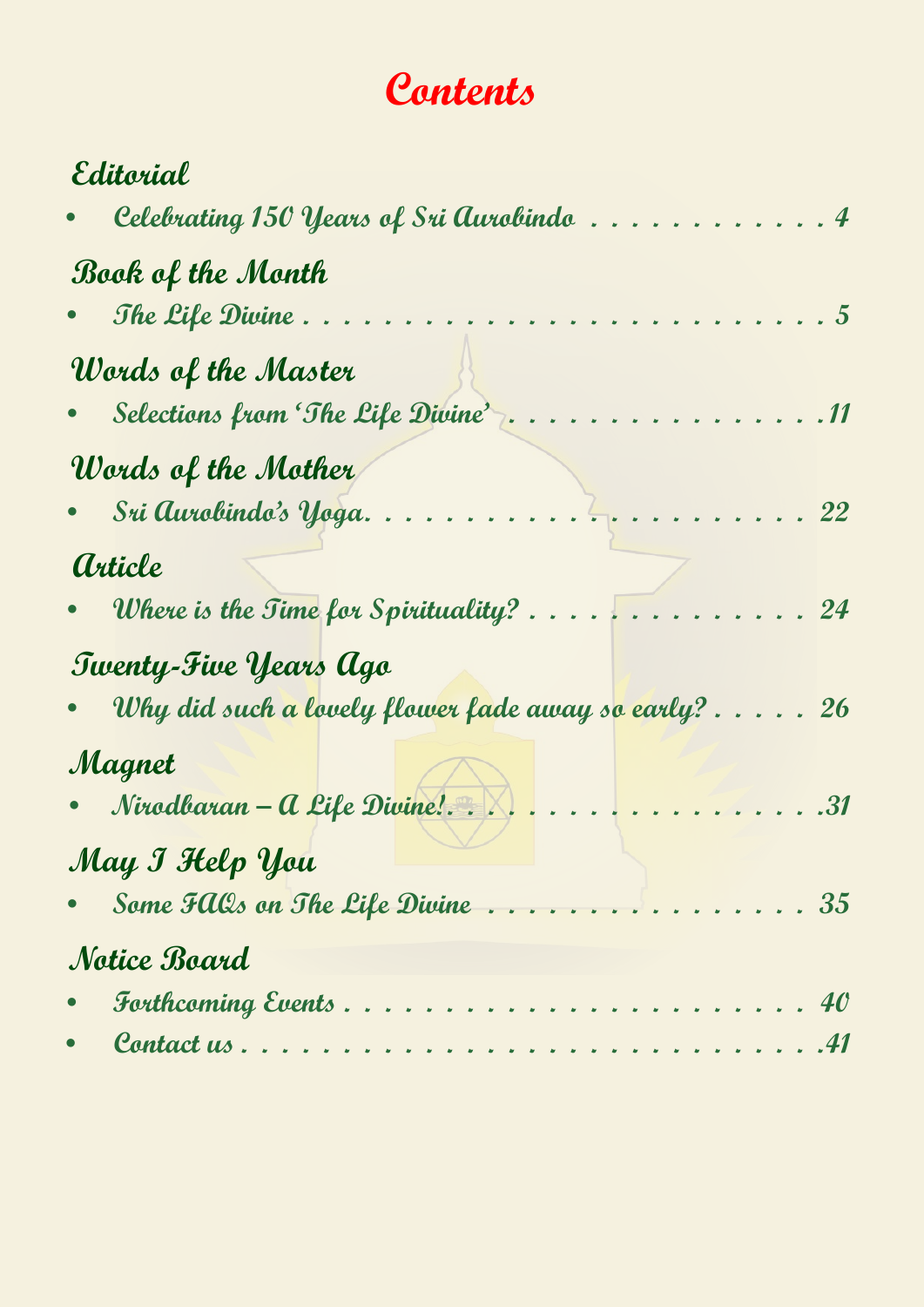# Contents

## Editorial

- Celebrating 150 Years of Sri Aurobindo . . . . . . . . . . . . 4

## Book of the Month

- The Life Divine . . . . . . . . . . . . . . . . . . . . . . . . . . . . 5

## Words of the Master

- Selections from 'The Life Divine' . . . . . . . . . . . . . . . . .11

## Words of the Mother

- Sri Aurobindo's Yoga. . . . . . . . . . . . . . . . . . . . . . . . 22

## Article

- Where is the Time for Spirituality? . . . . . . . . . . . . . . 24

## Twenty-Five Years Ago

- Why did such a lovely flower fade away so early? . . . . . 26

## Magnet

- Nirodbaran – A Life Divine! . . . . . . . . . . . . . . . . . . . .31

## May I Help You

- Some FAQs on The Life Divine . . . . . . . . . . . . . . . . 35

## Notice Board

- Forthcoming Events . . . . . . . . . . . . . . . . . . . . . . . . 40
- Contact us . . . . . . . . . . . . . . . . . . . . . . . . . . . . . . .41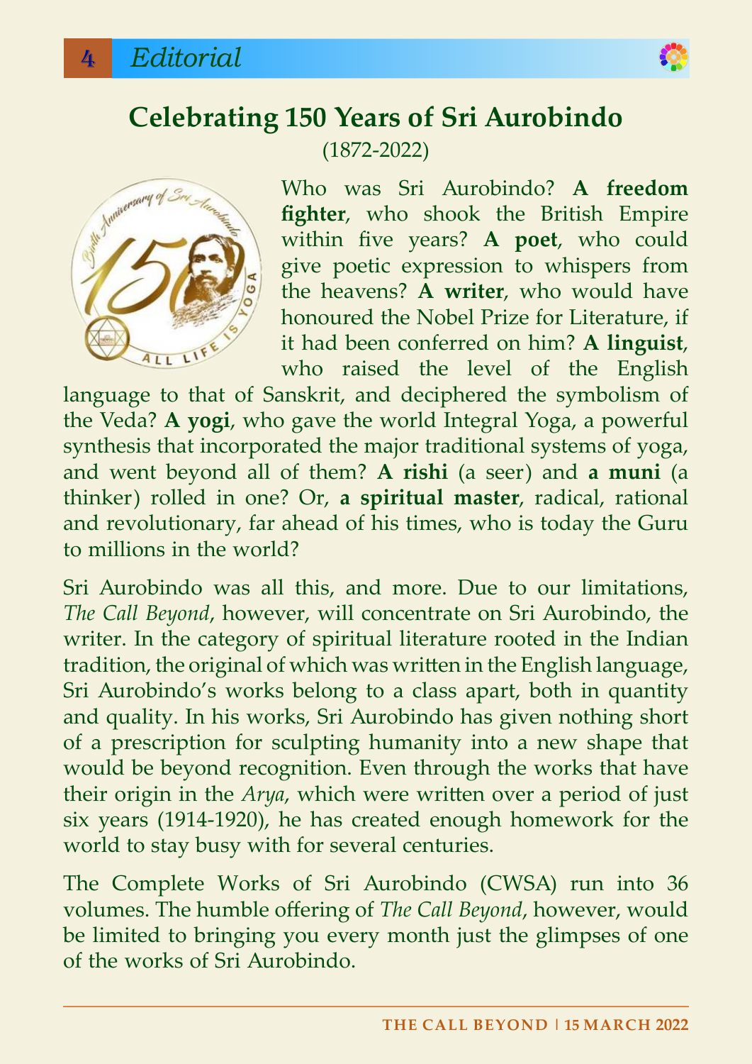# Celebrating 150 Years of Sri Aurobindo

(1872-2022)

Who was Sri Aurobindo? **A freedom fighter**, who shook the British Empire within five years? **A poet**, who could give poetic expression to whispers from the heavens? **A writer**, who would have honoured the Nobel Prize for Literature, if it had been conferred on him? **A linguist**, who raised the level of the English language to that of Sanskrit, and deciphered the symbolism of the Veda? **A yogi**, who gave the world Integral Yoga, a powerful synthesis that incorporated the major traditional systems of yoga, and went beyond all of them? **A rishi** (a seer) and **a muni** (a thinker) rolled in one? Or, **a spiritual master**, radical, rational and revolutionary, far ahead of his times, who is today the Guru to millions in the world?

Sri Aurobindo was all this, and more. Due to our limitations, *The Call Beyond*, however, will concentrate on Sri Aurobindo, the writer. In the category of spiritual literature rooted in the Indian tradition, the original of which was written in the English language, Sri Aurobindo's works belong to a class apart, both in quantity and quality. In his works, Sri Aurobindo has given nothing short of a prescription for sculpting humanity into a new shape that would be beyond recognition. Even through the works that have their origin in the *Arya*, which were written over a period of just six years (1914-1920), he has created enough homework for the world to stay busy with for several centuries.

The Complete Works of Sri Aurobindo (CWSA) run into 36 volumes. The humble offering of *The Call Beyond*, however, would be limited to bringing you every month just the glimpses of one of the works of Sri Aurobindo.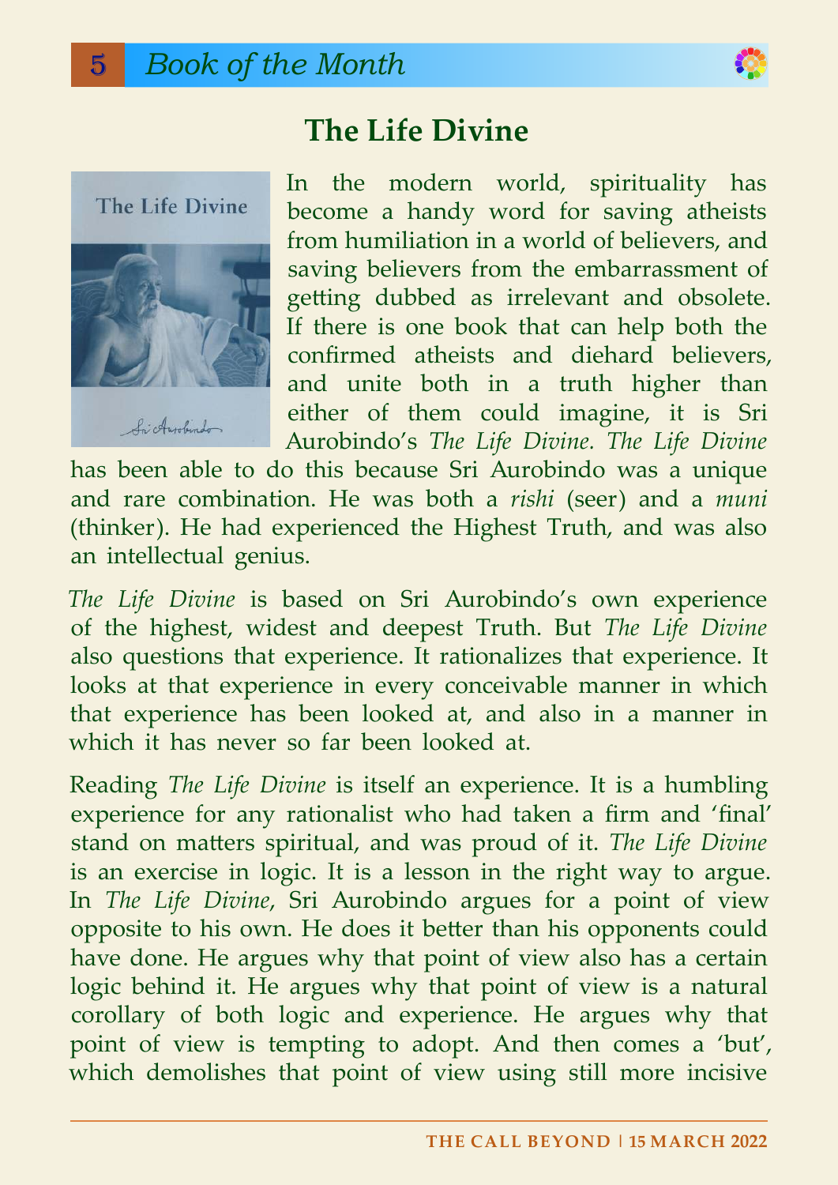## The Life Divine

In the modern world, spirituality has become a handy word for saving atheists from humiliation in a world of believers, and saving believers from the embarrassment of getting dubbed as irrelevant and obsolete. If there is one book that can help both the confirmed atheists and diehard believers, and unite both in a truth higher than either of them could imagine, it is Sri Aurobindo's *The Life Divine. The Life Divine* has been able to do this because Sri Aurobindo was a unique and rare combination. He was both a *rishi* (seer) and a *muni* (thinker). He had experienced the Highest Truth, and was also an intellectual genius.

*The Life Divine* is based on Sri Aurobindo's own experience of the highest, widest and deepest Truth. But *The Life Divine* also questions that experience. It rationalizes that experience. It looks at that experience in every conceivable manner in which that experience has been looked at, and also in a manner in which it has never so far been looked at.

Reading *The Life Divine* is itself an experience. It is a humbling experience for any rationalist who had taken a firm and 'final' stand on matters spiritual, and was proud of it. *The Life Divine* is an exercise in logic. It is a lesson in the right way to argue. In *The Life Divine*, Sri Aurobindo argues for a point of view opposite to his own. He does it better than his opponents could have done. He argues why that point of view also has a certain logic behind it. He argues why that point of view is a natural corollary of both logic and experience. He argues why that point of view is tempting to adopt. And then comes a 'but', which demolishes that point of view using still more incisive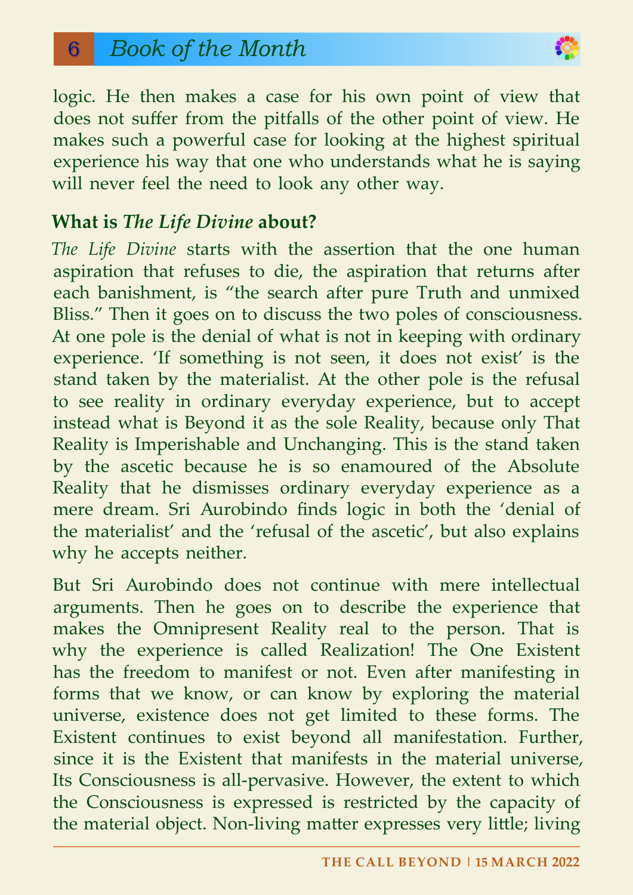logic. He then makes a case for his own point of view that does not suffer from the pitfalls of the other point of view. He makes such a powerful case for looking at the highest spiritual experience his way that one who understands what he is saying will never feel the need to look any other way.

### What is *The Life Divine* about?

*The Life Divine* starts with the assertion that the one human aspiration that refuses to die, the aspiration that returns after each banishment, is "the search after pure Truth and unmixed Bliss." Then it goes on to discuss the two poles of consciousness. At one pole is the denial of what is not in keeping with ordinary experience. 'If something is not seen, it does not exist' is the stand taken by the materialist. At the other pole is the refusal to see reality in ordinary everyday experience, but to accept instead what is Beyond it as the sole Reality, because only That Reality is Imperishable and Unchanging. This is the stand taken by the ascetic because he is so enamoured of the Absolute Reality that he dismisses ordinary everyday experience as a mere dream. Sri Aurobindo finds logic in both the 'denial of the materialist' and the 'refusal of the ascetic', but also explains why he accepts neither.

But Sri Aurobindo does not continue with mere intellectual arguments. Then he goes on to describe the experience that makes the Omnipresent Reality real to the person. That is why the experience is called Realization! The One Existent has the freedom to manifest or not. Even after manifesting in forms that we know, or can know by exploring the material universe, existence does not get limited to these forms. The Existent continues to exist beyond all manifestation. Further, since it is the Existent that manifests in the material universe, Its Consciousness is all-pervasive. However, the extent to which the Consciousness is expressed is restricted by the capacity of the material object. Non-living matter expresses very little; living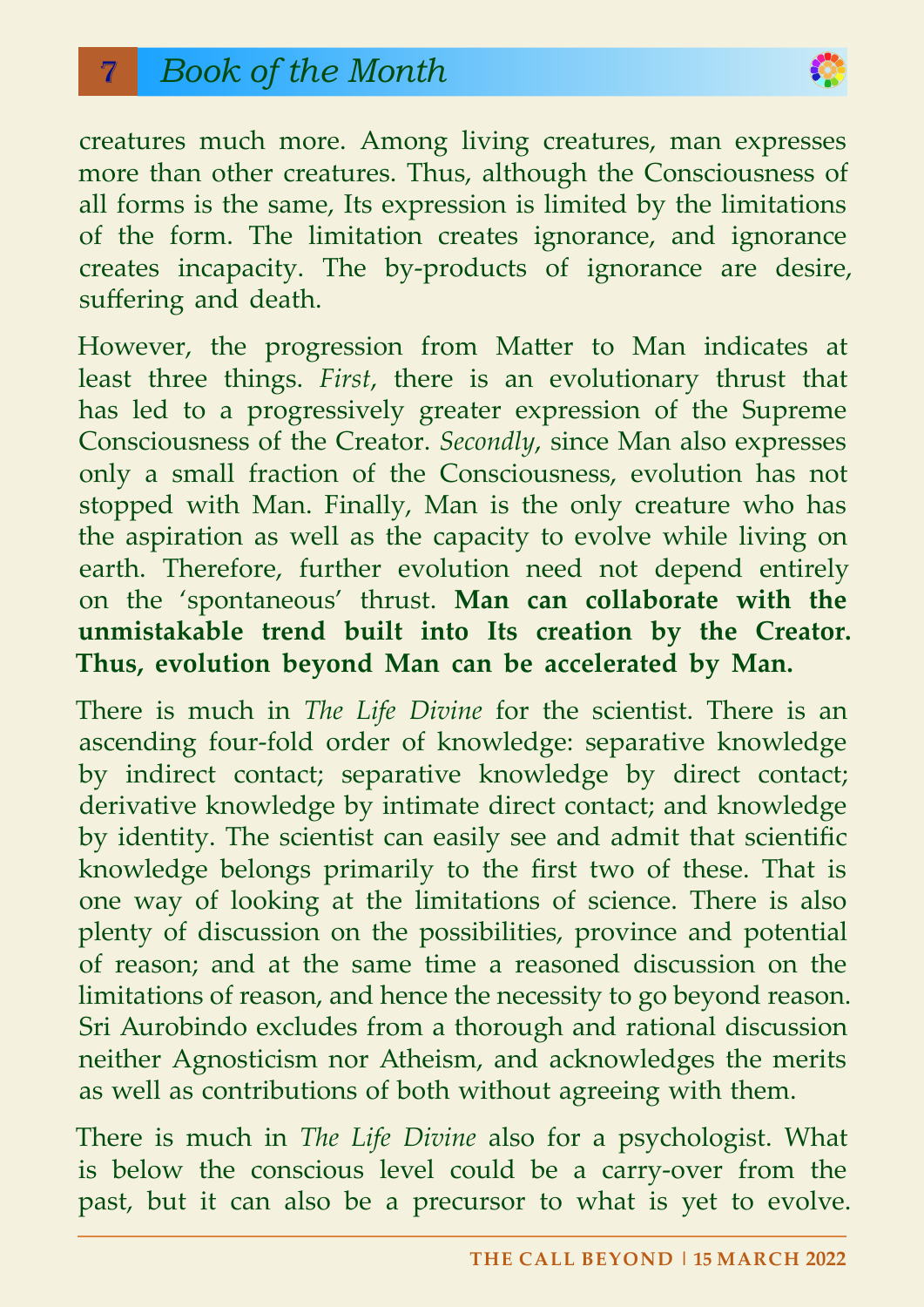creatures much more. Among living creatures, man expresses more than other creatures. Thus, although the Consciousness of all forms is the same, Its expression is limited by the limitations of the form. The limitation creates ignorance, and ignorance creates incapacity. The by-products of ignorance are desire, suffering and death.

However, the progression from Matter to Man indicates at least three things. *First*, there is an evolutionary thrust that has led to a progressively greater expression of the Supreme Consciousness of the Creator. *Secondly*, since Man also expresses only a small fraction of the Consciousness, evolution has not stopped with Man. Finally, Man is the only creature who has the aspiration as well as the capacity to evolve while living on earth. Therefore, further evolution need not depend entirely on the 'spontaneous' thrust. **Man can collaborate with the unmistakable trend built into Its creation by the Creator. Thus, evolution beyond Man can be accelerated by Man.**

There is much in *The Life Divine* for the scientist. There is an ascending four-fold order of knowledge: separative knowledge by indirect contact; separative knowledge by direct contact; derivative knowledge by intimate direct contact; and knowledge by identity. The scientist can easily see and admit that scientific knowledge belongs primarily to the first two of these. That is one way of looking at the limitations of science. There is also plenty of discussion on the possibilities, province and potential of reason; and at the same time a reasoned discussion on the limitations of reason, and hence the necessity to go beyond reason. Sri Aurobindo excludes from a thorough and rational discussion neither Agnosticism nor Atheism, and acknowledges the merits as well as contributions of both without agreeing with them.

There is much in *The Life Divine* also for a psychologist. What is below the conscious level could be a carry-over from the past, but it can also be a precursor to what is yet to evolve.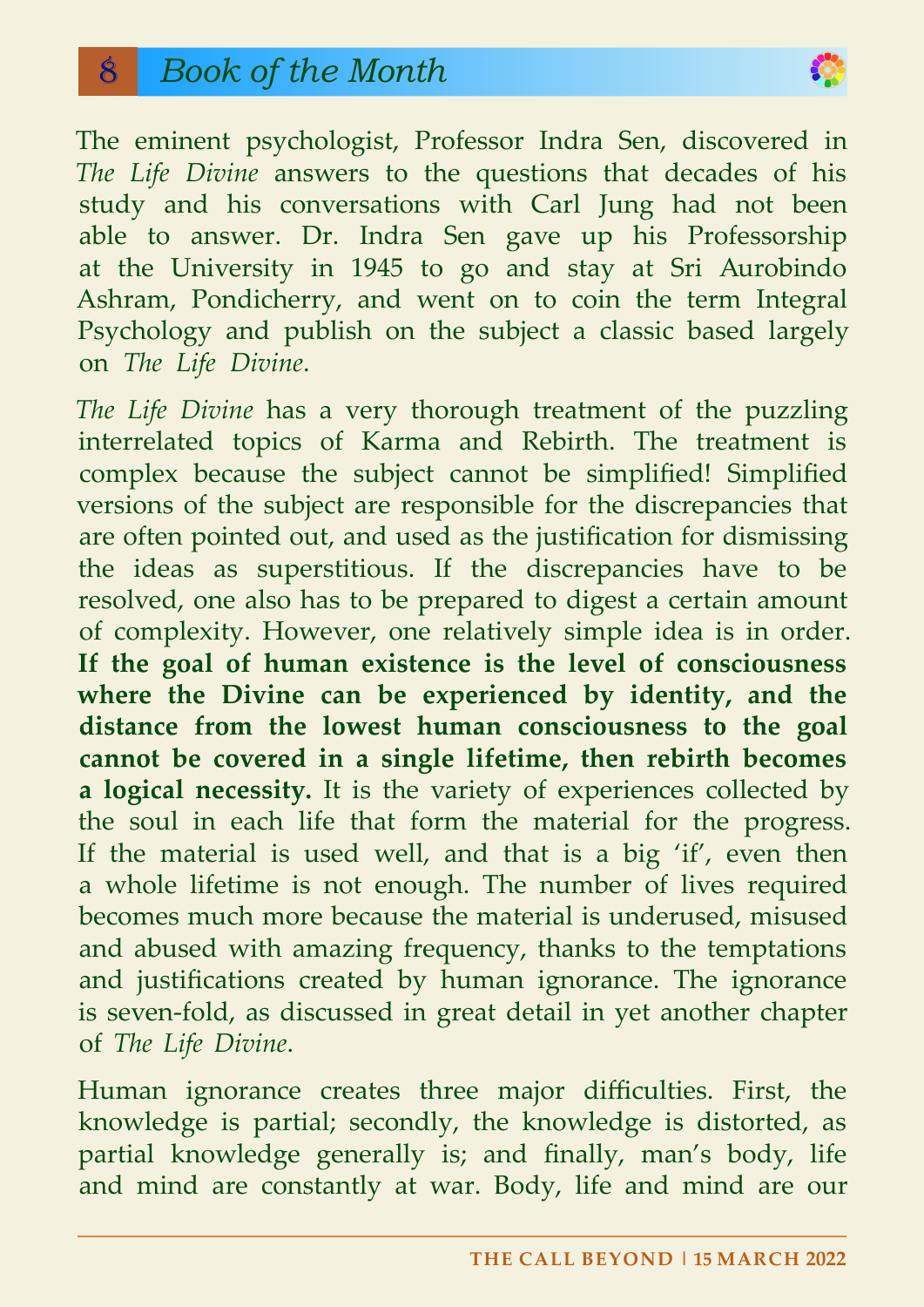The eminent psychologist, Professor Indra Sen, discovered in *The Life Divine* answers to the questions that decades of his study and his conversations with Carl Jung had not been able to answer. Dr. Indra Sen gave up his Professorship at the University in 1945 to go and stay at Sri Aurobindo Ashram, Pondicherry, and went on to coin the term Integral Psychology and publish on the subject a classic based largely on *The Life Divine*.

*The Life Divine* has a very thorough treatment of the puzzling interrelated topics of Karma and Rebirth. The treatment is complex because the subject cannot be simplified! Simplified versions of the subject are responsible for the discrepancies that are often pointed out, and used as the justification for dismissing the ideas as superstitious. If the discrepancies have to be resolved, one also has to be prepared to digest a certain amount of complexity. However, one relatively simple idea is in order. **If the goal of human existence is the level of consciousness where the Divine can be experienced by identity, and the distance from the lowest human consciousness to the goal cannot be covered in a single lifetime, then rebirth becomes a logical necessity.** It is the variety of experiences collected by the soul in each life that form the material for the progress. If the material is used well, and that is a big 'if', even then a whole lifetime is not enough. The number of lives required becomes much more because the material is underused, misused and abused with amazing frequency, thanks to the temptations and justifications created by human ignorance. The ignorance is seven-fold, as discussed in great detail in yet another chapter of *The Life Divine*.

Human ignorance creates three major difficulties. First, the knowledge is partial; secondly, the knowledge is distorted, as partial knowledge generally is; and finally, man's body, life and mind are constantly at war. Body, life and mind are our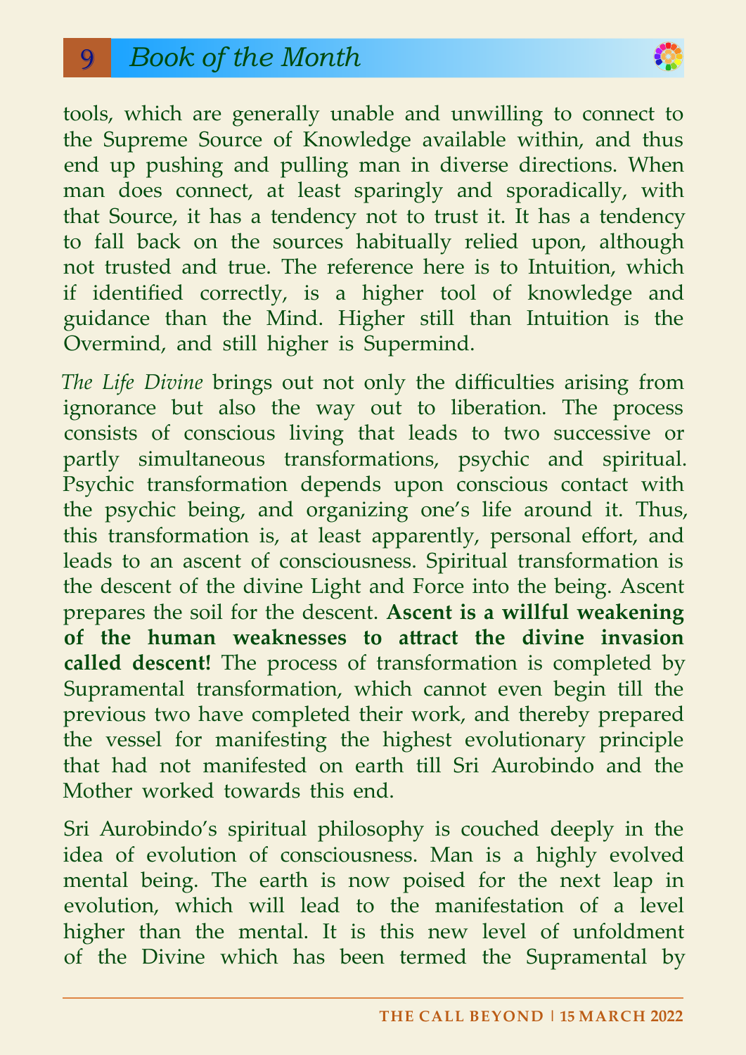tools, which are generally unable and unwilling to connect to the Supreme Source of Knowledge available within, and thus end up pushing and pulling man in diverse directions. When man does connect, at least sparingly and sporadically, with that Source, it has a tendency not to trust it. It has a tendency to fall back on the sources habitually relied upon, although not trusted and true. The reference here is to Intuition, which if identified correctly, is a higher tool of knowledge and guidance than the Mind. Higher still than Intuition is the Overmind, and still higher is Supermind.

*The Life Divine* brings out not only the difficulties arising from ignorance but also the way out to liberation. The process consists of conscious living that leads to two successive or partly simultaneous transformations, psychic and spiritual. Psychic transformation depends upon conscious contact with the psychic being, and organizing one's life around it. Thus, this transformation is, at least apparently, personal effort, and leads to an ascent of consciousness. Spiritual transformation is the descent of the divine Light and Force into the being. Ascent prepares the soil for the descent. **Ascent is a willful weakening of the human weaknesses to attract the divine invasion called descent!** The process of transformation is completed by Supramental transformation, which cannot even begin till the previous two have completed their work, and thereby prepared the vessel for manifesting the highest evolutionary principle that had not manifested on earth till Sri Aurobindo and the Mother worked towards this end.

Sri Aurobindo's spiritual philosophy is couched deeply in the idea of evolution of consciousness. Man is a highly evolved mental being. The earth is now poised for the next leap in evolution, which will lead to the manifestation of a level higher than the mental. It is this new level of unfoldment of the Divine which has been termed the Supramental by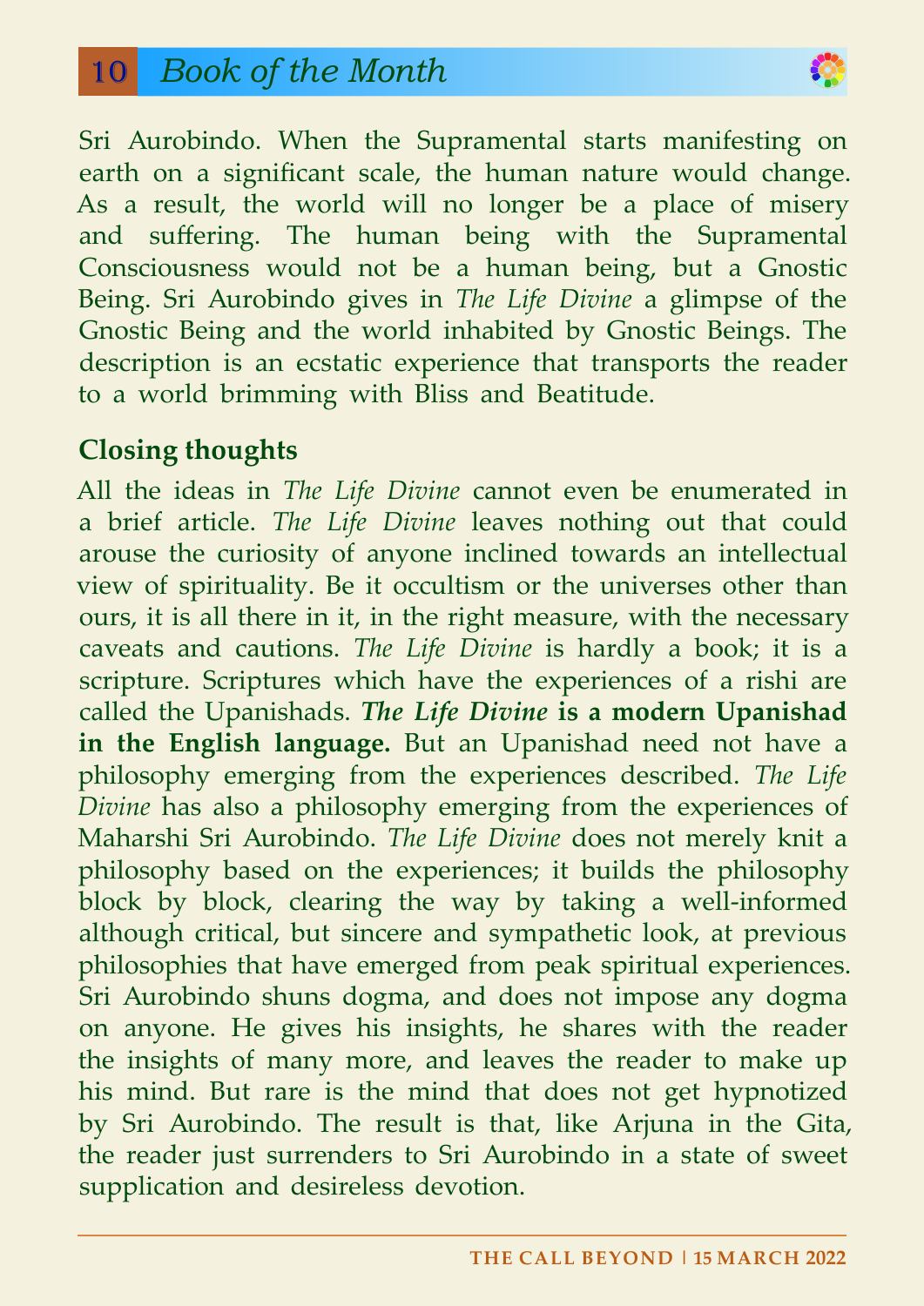Sri Aurobindo. When the Supramental starts manifesting on earth on a significant scale, the human nature would change. As a result, the world will no longer be a place of misery and suffering. The human being with the Supramental Consciousness would not be a human being, but a Gnostic Being. Sri Aurobindo gives in *The Life Divine* a glimpse of the Gnostic Being and the world inhabited by Gnostic Beings. The description is an ecstatic experience that transports the reader to a world brimming with Bliss and Beatitude.

## Closing thoughts

All the ideas in *The Life Divine* cannot even be enumerated in a brief article. *The Life Divine* leaves nothing out that could arouse the curiosity of anyone inclined towards an intellectual view of spirituality. Be it occultism or the universes other than ours, it is all there in it, in the right measure, with the necessary caveats and cautions. *The Life Divine* is hardly a book; it is a scripture. Scriptures which have the experiences of a rishi are called the Upanishads. ***The Life Divine* is a modern Upanishad in the English language.** But an Upanishad need not have a philosophy emerging from the experiences described. *The Life Divine* has also a philosophy emerging from the experiences of Maharshi Sri Aurobindo. *The Life Divine* does not merely knit a philosophy based on the experiences; it builds the philosophy block by block, clearing the way by taking a well-informed although critical, but sincere and sympathetic look, at previous philosophies that have emerged from peak spiritual experiences. Sri Aurobindo shuns dogma, and does not impose any dogma on anyone. He gives his insights, he shares with the reader the insights of many more, and leaves the reader to make up his mind. But rare is the mind that does not get hypnotized by Sri Aurobindo. The result is that, like Arjuna in the Gita, the reader just surrenders to Sri Aurobindo in a state of sweet supplication and desireless devotion.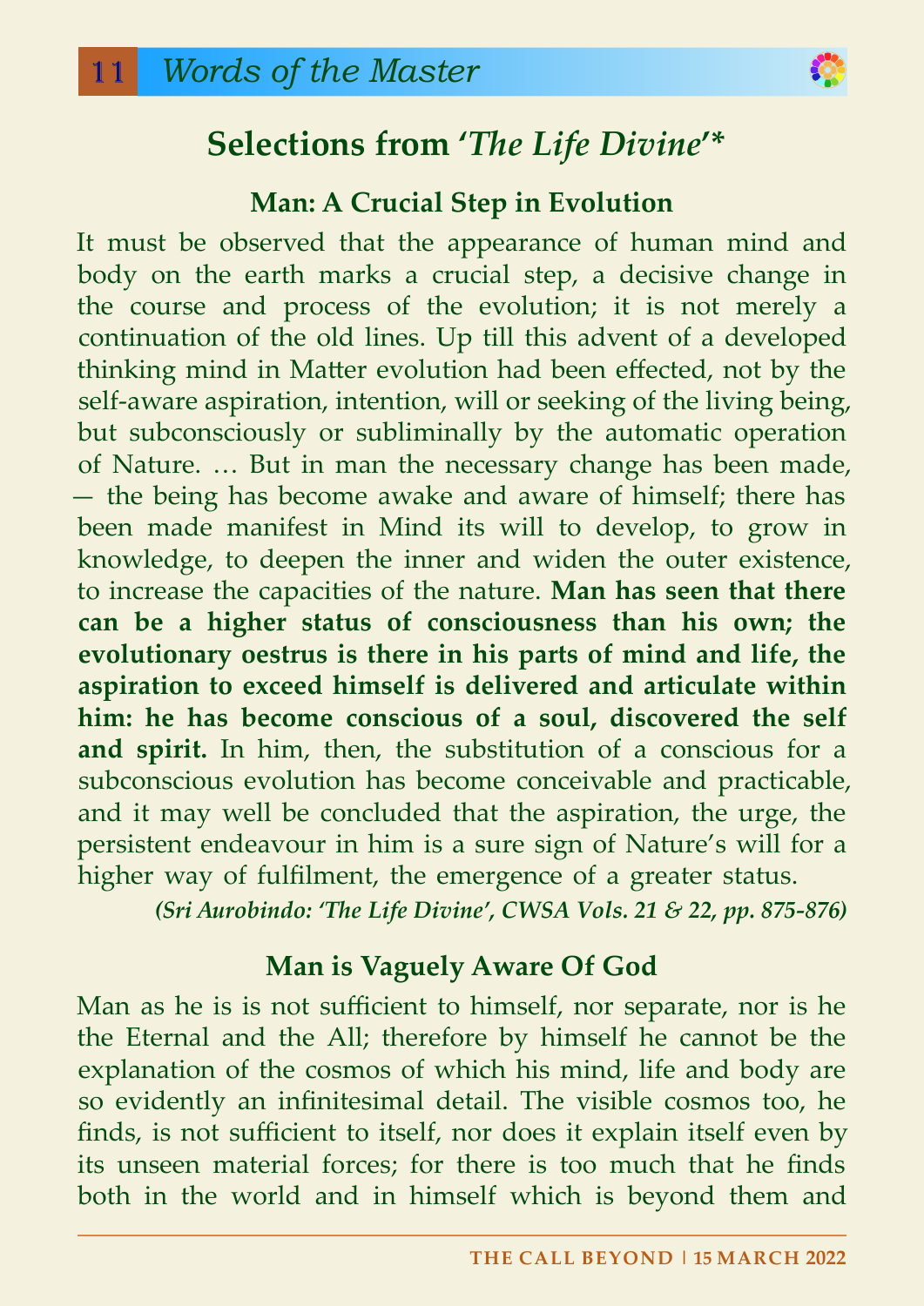## Selections from '*The Life Divine*'*

### Man: A Crucial Step in Evolution

It must be observed that the appearance of human mind and body on the earth marks a crucial step, a decisive change in the course and process of the evolution; it is not merely a continuation of the old lines. Up till this advent of a developed thinking mind in Matter evolution had been effected, not by the self-aware aspiration, intention, will or seeking of the living being, but subconsciously or subliminally by the automatic operation of Nature. … But in man the necessary change has been made, — the being has become awake and aware of himself; there has been made manifest in Mind its will to develop, to grow in knowledge, to deepen the inner and widen the outer existence, to increase the capacities of the nature. **Man has seen that there can be a higher status of consciousness than his own; the evolutionary oestrus is there in his parts of mind and life, the aspiration to exceed himself is delivered and articulate within him: he has become conscious of a soul, discovered the self and spirit.** In him, then, the substitution of a conscious for a subconscious evolution has become conceivable and practicable, and it may well be concluded that the aspiration, the urge, the persistent endeavour in him is a sure sign of Nature's will for a higher way of fulfilment, the emergence of a greater status.

***(Sri Aurobindo: 'The Life Divine', CWSA Vols. 21 & 22, pp. 875-876)***

### Man is Vaguely Aware Of God

Man as he is is not sufficient to himself, nor separate, nor is he the Eternal and the All; therefore by himself he cannot be the explanation of the cosmos of which his mind, life and body are so evidently an infinitesimal detail. The visible cosmos too, he finds, is not sufficient to itself, nor does it explain itself even by its unseen material forces; for there is too much that he finds both in the world and in himself which is beyond them and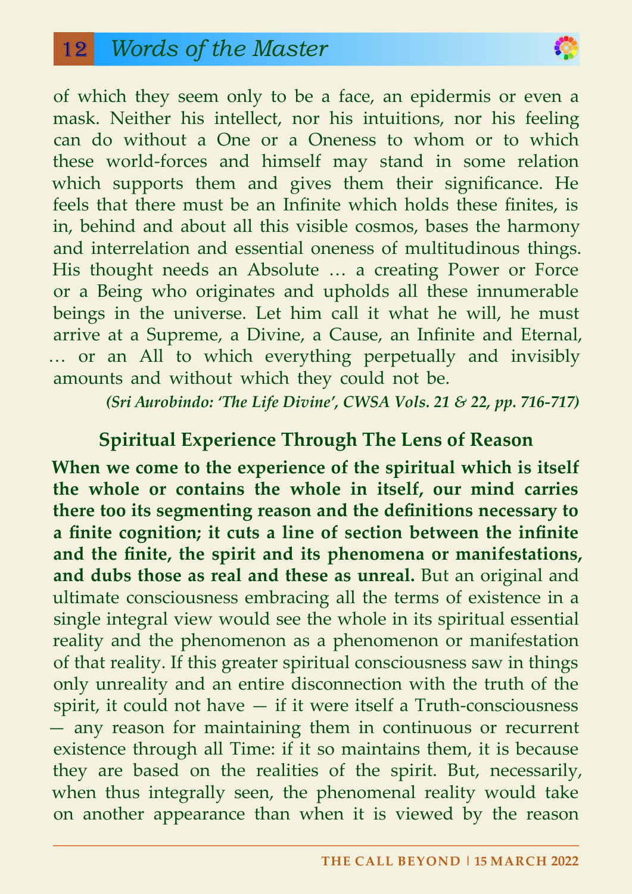of which they seem only to be a face, an epidermis or even a mask. Neither his intellect, nor his intuitions, nor his feeling can do without a One or a Oneness to whom or to which these world-forces and himself may stand in some relation which supports them and gives them their significance. He feels that there must be an Infinite which holds these finites, is in, behind and about all this visible cosmos, bases the harmony and interrelation and essential oneness of multitudinous things. His thought needs an Absolute … a creating Power or Force or a Being who originates and upholds all these innumerable beings in the universe. Let him call it what he will, he must arrive at a Supreme, a Divine, a Cause, an Infinite and Eternal, … or an All to which everything perpetually and invisibly amounts and without which they could not be.

***(Sri Aurobindo: 'The Life Divine', CWSA Vols. 21 & 22, pp. 716-717)***

### Spiritual Experience Through The Lens of Reason

**When we come to the experience of the spiritual which is itself the whole or contains the whole in itself, our mind carries there too its segmenting reason and the definitions necessary to a finite cognition; it cuts a line of section between the infinite and the finite, the spirit and its phenomena or manifestations, and dubs those as real and these as unreal.** But an original and ultimate consciousness embracing all the terms of existence in a single integral view would see the whole in its spiritual essential reality and the phenomenon as a phenomenon or manifestation of that reality. If this greater spiritual consciousness saw in things only unreality and an entire disconnection with the truth of the spirit, it could not have — if it were itself a Truth-consciousness — any reason for maintaining them in continuous or recurrent existence through all Time: if it so maintains them, it is because they are based on the realities of the spirit. But, necessarily, when thus integrally seen, the phenomenal reality would take on another appearance than when it is viewed by the reason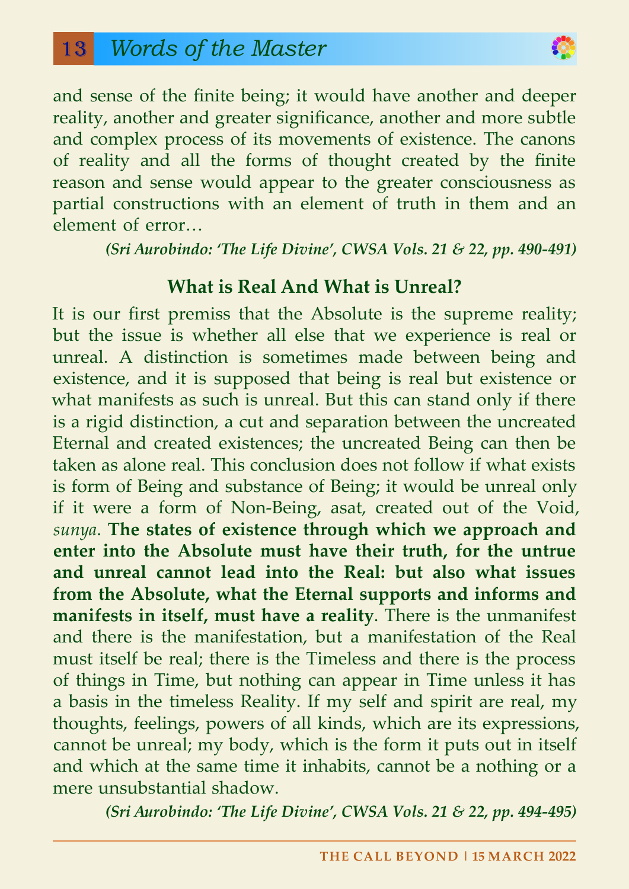and sense of the finite being; it would have another and deeper reality, another and greater significance, another and more subtle and complex process of its movements of existence. The canons of reality and all the forms of thought created by the finite reason and sense would appear to the greater consciousness as partial constructions with an element of truth in them and an element of error…

***(Sri Aurobindo: 'The Life Divine', CWSA Vols. 21 & 22, pp. 490-491)***

## What is Real And What is Unreal?

It is our first premiss that the Absolute is the supreme reality; but the issue is whether all else that we experience is real or unreal. A distinction is sometimes made between being and existence, and it is supposed that being is real but existence or what manifests as such is unreal. But this can stand only if there is a rigid distinction, a cut and separation between the uncreated Eternal and created existences; the uncreated Being can then be taken as alone real. This conclusion does not follow if what exists is form of Being and substance of Being; it would be unreal only if it were a form of Non-Being, asat, created out of the Void, *sunya*. **The states of existence through which we approach and enter into the Absolute must have their truth, for the untrue and unreal cannot lead into the Real: but also what issues from the Absolute, what the Eternal supports and informs and manifests in itself, must have a reality**. There is the unmanifest and there is the manifestation, but a manifestation of the Real must itself be real; there is the Timeless and there is the process of things in Time, but nothing can appear in Time unless it has a basis in the timeless Reality. If my self and spirit are real, my thoughts, feelings, powers of all kinds, which are its expressions, cannot be unreal; my body, which is the form it puts out in itself and which at the same time it inhabits, cannot be a nothing or a mere unsubstantial shadow.

***(Sri Aurobindo: 'The Life Divine', CWSA Vols. 21 & 22, pp. 494-495)***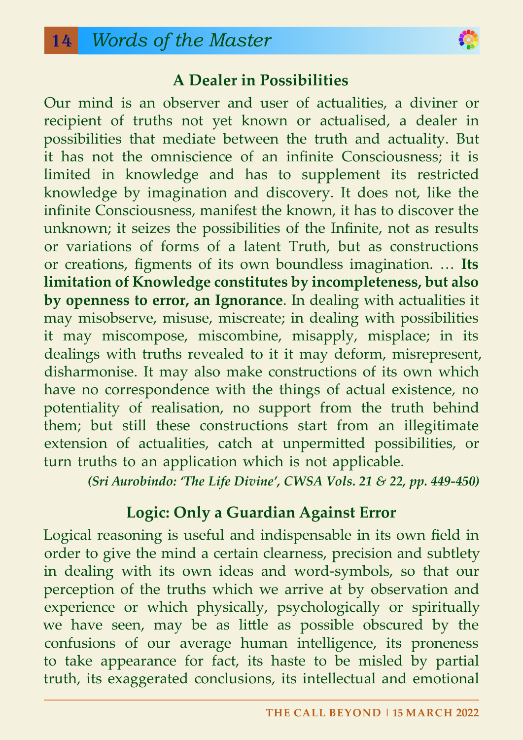## A Dealer in Possibilities

Our mind is an observer and user of actualities, a diviner or recipient of truths not yet known or actualised, a dealer in possibilities that mediate between the truth and actuality. But it has not the omniscience of an infinite Consciousness; it is limited in knowledge and has to supplement its restricted knowledge by imagination and discovery. It does not, like the infinite Consciousness, manifest the known, it has to discover the unknown; it seizes the possibilities of the Infinite, not as results or variations of forms of a latent Truth, but as constructions or creations, figments of its own boundless imagination. … **Its limitation of Knowledge constitutes by incompleteness, but also by openness to error, an Ignorance**. In dealing with actualities it may misobserve, misuse, miscreate; in dealing with possibilities it may miscompose, miscombine, misapply, misplace; in its dealings with truths revealed to it it may deform, misrepresent, disharmonise. It may also make constructions of its own which have no correspondence with the things of actual existence, no potentiality of realisation, no support from the truth behind them; but still these constructions start from an illegitimate extension of actualities, catch at unpermitted possibilities, or turn truths to an application which is not applicable.

***(Sri Aurobindo: 'The Life Divine', CWSA Vols. 21 & 22, pp. 449-450)***

## Logic: Only a Guardian Against Error

Logical reasoning is useful and indispensable in its own field in order to give the mind a certain clearness, precision and subtlety in dealing with its own ideas and word-symbols, so that our perception of the truths which we arrive at by observation and experience or which physically, psychologically or spiritually we have seen, may be as little as possible obscured by the confusions of our average human intelligence, its proneness to take appearance for fact, its haste to be misled by partial truth, its exaggerated conclusions, its intellectual and emotional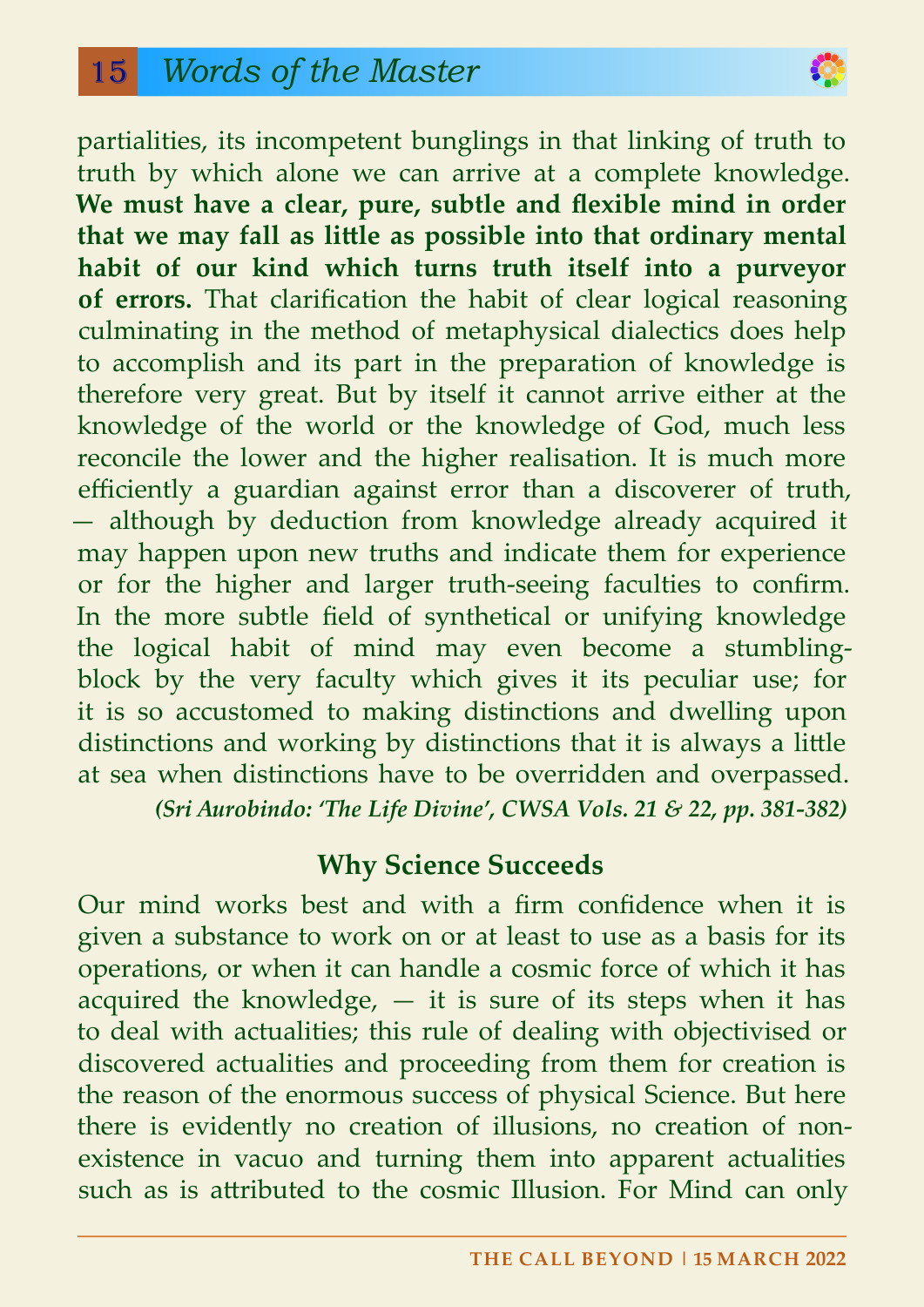partialities, its incompetent bunglings in that linking of truth to truth by which alone we can arrive at a complete knowledge. **We must have a clear, pure, subtle and flexible mind in order that we may fall as little as possible into that ordinary mental habit of our kind which turns truth itself into a purveyor of errors.** That clarification the habit of clear logical reasoning culminating in the method of metaphysical dialectics does help to accomplish and its part in the preparation of knowledge is therefore very great. But by itself it cannot arrive either at the knowledge of the world or the knowledge of God, much less reconcile the lower and the higher realisation. It is much more efficiently a guardian against error than a discoverer of truth, — although by deduction from knowledge already acquired it may happen upon new truths and indicate them for experience or for the higher and larger truth-seeing faculties to confirm. In the more subtle field of synthetical or unifying knowledge the logical habit of mind may even become a stumbling-block by the very faculty which gives it its peculiar use; for it is so accustomed to making distinctions and dwelling upon distinctions and working by distinctions that it is always a little at sea when distinctions have to be overridden and overpassed.

***(Sri Aurobindo: 'The Life Divine', CWSA Vols. 21 & 22, pp. 381-382)***

## Why Science Succeeds

Our mind works best and with a firm confidence when it is given a substance to work on or at least to use as a basis for its operations, or when it can handle a cosmic force of which it has acquired the knowledge, — it is sure of its steps when it has to deal with actualities; this rule of dealing with objectivised or discovered actualities and proceeding from them for creation is the reason of the enormous success of physical Science. But here there is evidently no creation of illusions, no creation of non-existence in vacuo and turning them into apparent actualities such as is attributed to the cosmic Illusion. For Mind can only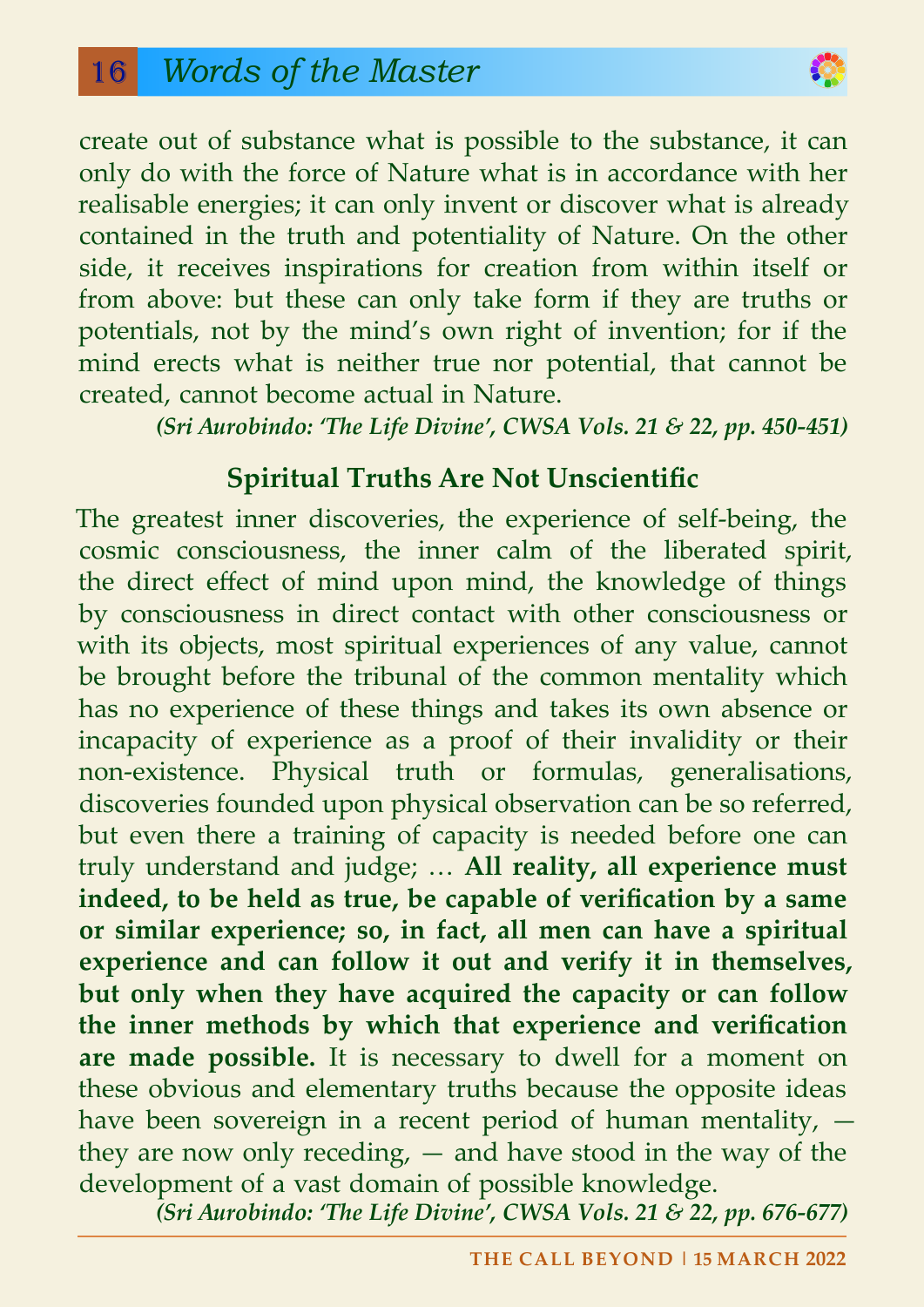create out of substance what is possible to the substance, it can only do with the force of Nature what is in accordance with her realisable energies; it can only invent or discover what is already contained in the truth and potentiality of Nature. On the other side, it receives inspirations for creation from within itself or from above: but these can only take form if they are truths or potentials, not by the mind's own right of invention; for if the mind erects what is neither true nor potential, that cannot be created, cannot become actual in Nature.

***(Sri Aurobindo: 'The Life Divine', CWSA Vols. 21 & 22, pp. 450-451)***

## Spiritual Truths Are Not Unscientific

The greatest inner discoveries, the experience of self-being, the cosmic consciousness, the inner calm of the liberated spirit, the direct effect of mind upon mind, the knowledge of things by consciousness in direct contact with other consciousness or with its objects, most spiritual experiences of any value, cannot be brought before the tribunal of the common mentality which has no experience of these things and takes its own absence or incapacity of experience as a proof of their invalidity or their non-existence. Physical truth or formulas, generalisations, discoveries founded upon physical observation can be so referred, but even there a training of capacity is needed before one can truly understand and judge; … **All reality, all experience must indeed, to be held as true, be capable of verification by a same or similar experience; so, in fact, all men can have a spiritual experience and can follow it out and verify it in themselves, but only when they have acquired the capacity or can follow the inner methods by which that experience and verification are made possible.** It is necessary to dwell for a moment on these obvious and elementary truths because the opposite ideas have been sovereign in a recent period of human mentality, — they are now only receding, — and have stood in the way of the development of a vast domain of possible knowledge.

***(Sri Aurobindo: 'The Life Divine', CWSA Vols. 21 & 22, pp. 676-677)***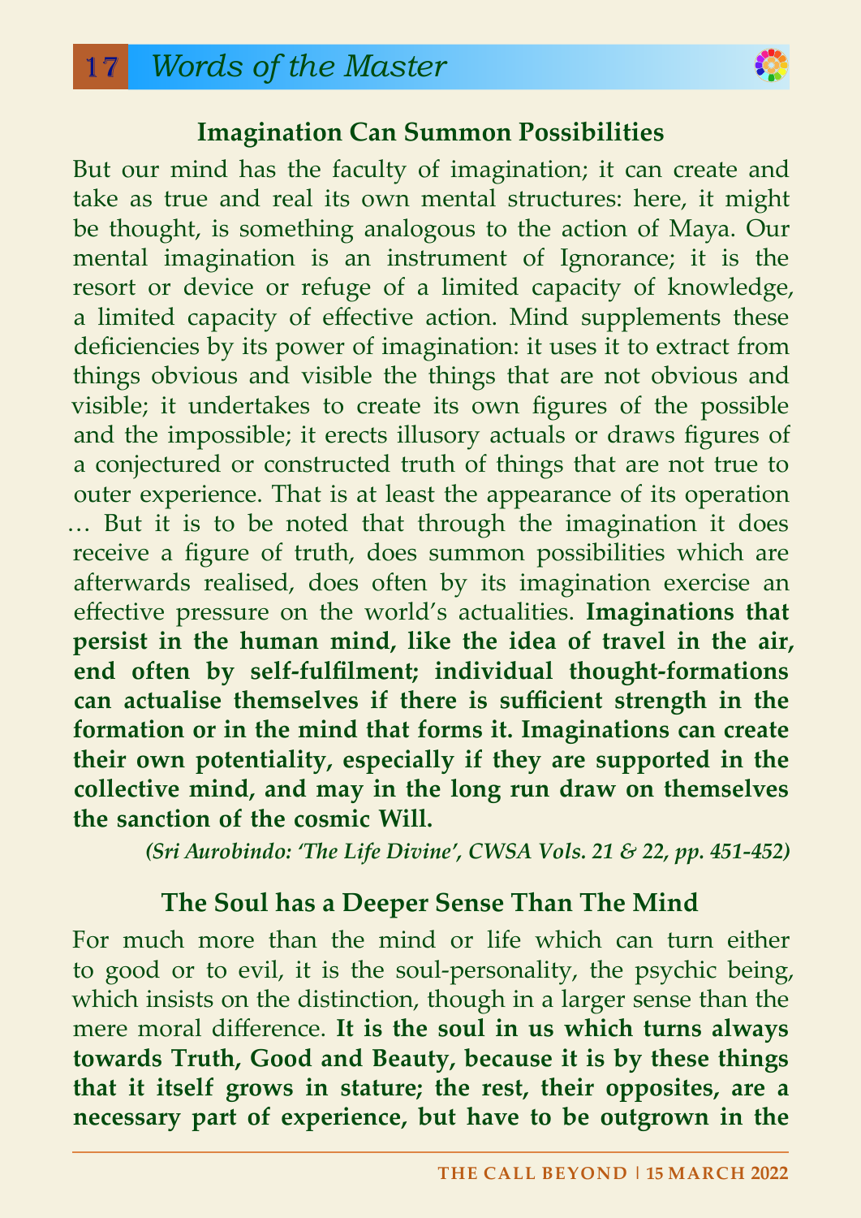## Imagination Can Summon Possibilities

But our mind has the faculty of imagination; it can create and take as true and real its own mental structures: here, it might be thought, is something analogous to the action of Maya. Our mental imagination is an instrument of Ignorance; it is the resort or device or refuge of a limited capacity of knowledge, a limited capacity of effective action. Mind supplements these deficiencies by its power of imagination: it uses it to extract from things obvious and visible the things that are not obvious and visible; it undertakes to create its own figures of the possible and the impossible; it erects illusory actuals or draws figures of a conjectured or constructed truth of things that are not true to outer experience. That is at least the appearance of its operation … But it is to be noted that through the imagination it does receive a figure of truth, does summon possibilities which are afterwards realised, does often by its imagination exercise an effective pressure on the world's actualities. **Imaginations that persist in the human mind, like the idea of travel in the air, end often by self-fulfilment; individual thought-formations can actualise themselves if there is sufficient strength in the formation or in the mind that forms it. Imaginations can create their own potentiality, especially if they are supported in the collective mind, and may in the long run draw on themselves the sanction of the cosmic Will.**

***(Sri Aurobindo: 'The Life Divine', CWSA Vols. 21 & 22, pp. 451-452)***

## The Soul has a Deeper Sense Than The Mind

For much more than the mind or life which can turn either to good or to evil, it is the soul-personality, the psychic being, which insists on the distinction, though in a larger sense than the mere moral difference. **It is the soul in us which turns always towards Truth, Good and Beauty, because it is by these things that it itself grows in stature; the rest, their opposites, are a necessary part of experience, but have to be outgrown in the**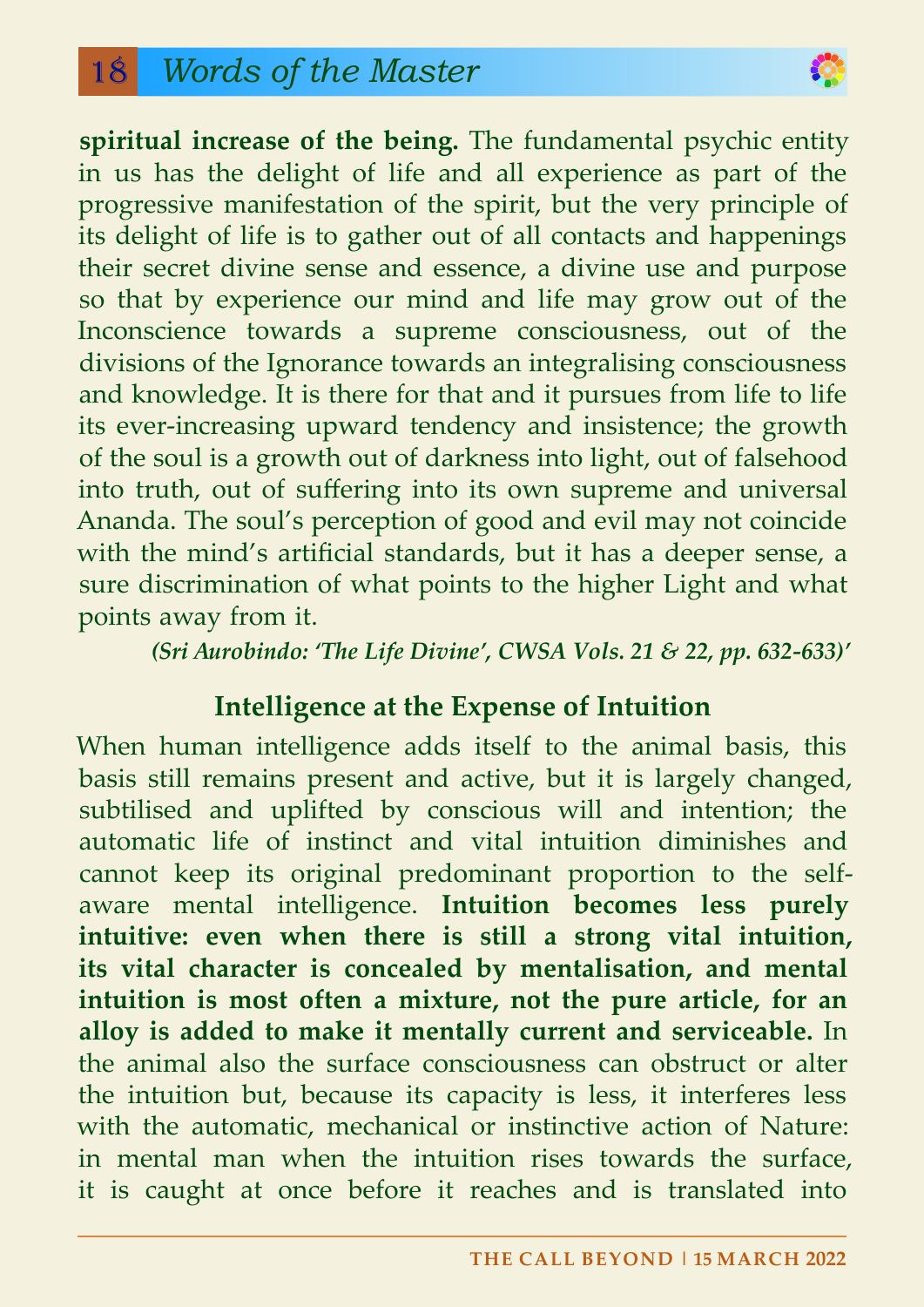**spiritual increase of the being.** The fundamental psychic entity in us has the delight of life and all experience as part of the progressive manifestation of the spirit, but the very principle of its delight of life is to gather out of all contacts and happenings their secret divine sense and essence, a divine use and purpose so that by experience our mind and life may grow out of the Inconscience towards a supreme consciousness, out of the divisions of the Ignorance towards an integralising consciousness and knowledge. It is there for that and it pursues from life to life its ever-increasing upward tendency and insistence; the growth of the soul is a growth out of darkness into light, out of falsehood into truth, out of suffering into its own supreme and universal Ananda. The soul's perception of good and evil may not coincide with the mind's artificial standards, but it has a deeper sense, a sure discrimination of what points to the higher Light and what points away from it.

***(Sri Aurobindo: 'The Life Divine', CWSA Vols. 21 & 22, pp. 632-633)'***

### Intelligence at the Expense of Intuition

When human intelligence adds itself to the animal basis, this basis still remains present and active, but it is largely changed, subtilised and uplifted by conscious will and intention; the automatic life of instinct and vital intuition diminishes and cannot keep its original predominant proportion to the self-aware mental intelligence. **Intuition becomes less purely intuitive: even when there is still a strong vital intuition, its vital character is concealed by mentalisation, and mental intuition is most often a mixture, not the pure article, for an alloy is added to make it mentally current and serviceable.** In the animal also the surface consciousness can obstruct or alter the intuition but, because its capacity is less, it interferes less with the automatic, mechanical or instinctive action of Nature: in mental man when the intuition rises towards the surface, it is caught at once before it reaches and is translated into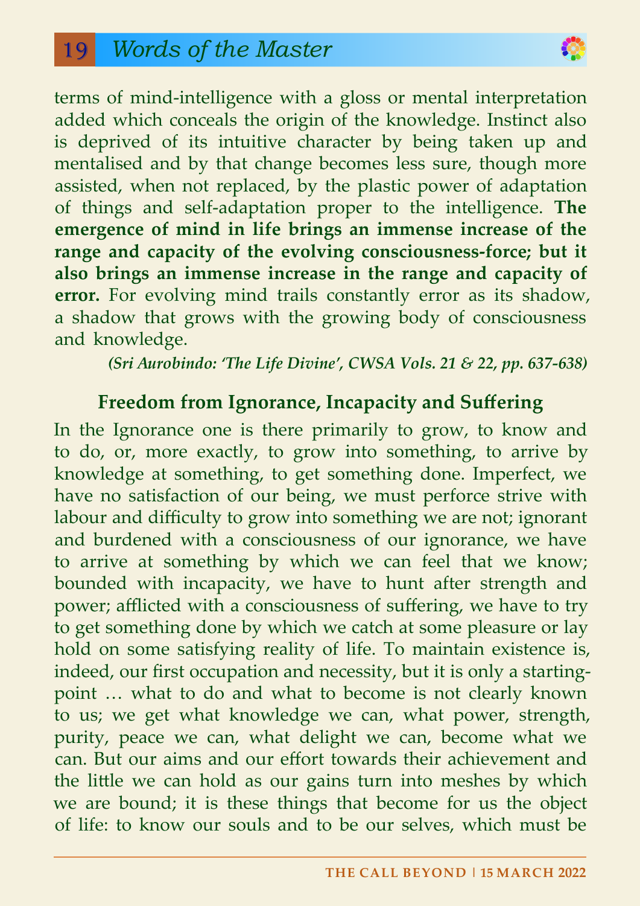terms of mind-intelligence with a gloss or mental interpretation added which conceals the origin of the knowledge. Instinct also is deprived of its intuitive character by being taken up and mentalised and by that change becomes less sure, though more assisted, when not replaced, by the plastic power of adaptation of things and self-adaptation proper to the intelligence. **The emergence of mind in life brings an immense increase of the range and capacity of the evolving consciousness-force; but it also brings an immense increase in the range and capacity of error.** For evolving mind trails constantly error as its shadow, a shadow that grows with the growing body of consciousness and knowledge.

***(Sri Aurobindo: 'The Life Divine', CWSA Vols. 21 & 22, pp. 637-638)***

### Freedom from Ignorance, Incapacity and Suffering

In the Ignorance one is there primarily to grow, to know and to do, or, more exactly, to grow into something, to arrive by knowledge at something, to get something done. Imperfect, we have no satisfaction of our being, we must perforce strive with labour and difficulty to grow into something we are not; ignorant and burdened with a consciousness of our ignorance, we have to arrive at something by which we can feel that we know; bounded with incapacity, we have to hunt after strength and power; afflicted with a consciousness of suffering, we have to try to get something done by which we catch at some pleasure or lay hold on some satisfying reality of life. To maintain existence is, indeed, our first occupation and necessity, but it is only a starting-point … what to do and what to become is not clearly known to us; we get what knowledge we can, what power, strength, purity, peace we can, what delight we can, become what we can. But our aims and our effort towards their achievement and the little we can hold as our gains turn into meshes by which we are bound; it is these things that become for us the object of life: to know our souls and to be our selves, which must be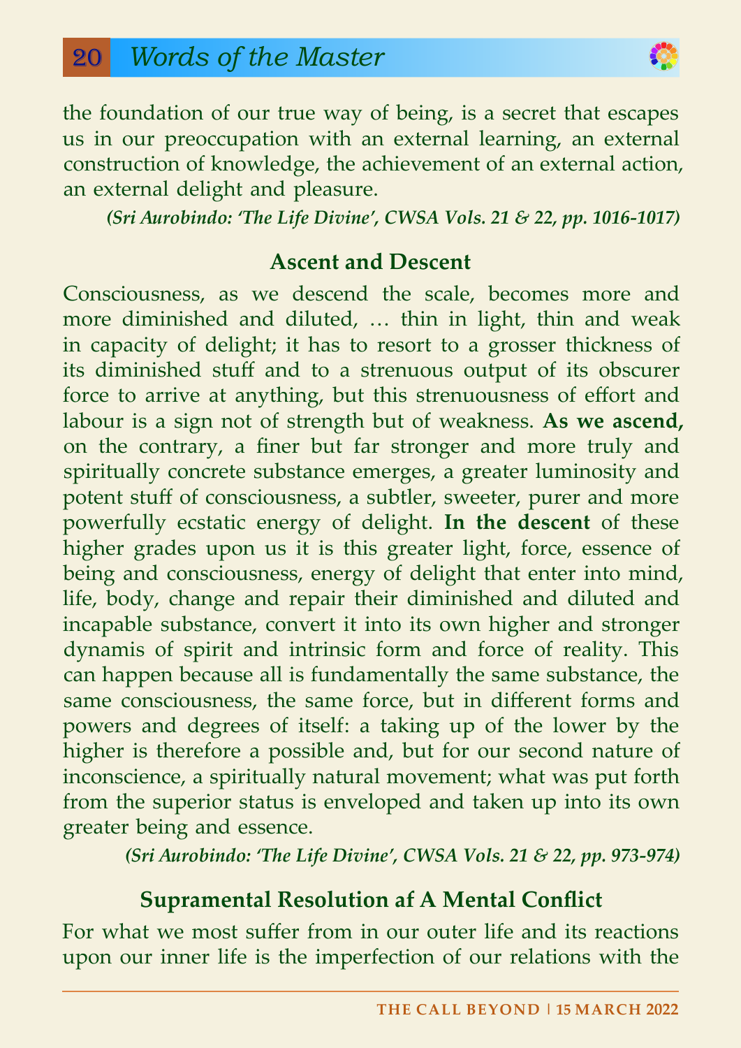the foundation of our true way of being, is a secret that escapes us in our preoccupation with an external learning, an external construction of knowledge, the achievement of an external action, an external delight and pleasure.

***(Sri Aurobindo: 'The Life Divine', CWSA Vols. 21 & 22, pp. 1016-1017)***

## Ascent and Descent

Consciousness, as we descend the scale, becomes more and more diminished and diluted, … thin in light, thin and weak in capacity of delight; it has to resort to a grosser thickness of its diminished stuff and to a strenuous output of its obscurer force to arrive at anything, but this strenuousness of effort and labour is a sign not of strength but of weakness. **As we ascend,** on the contrary, a finer but far stronger and more truly and spiritually concrete substance emerges, a greater luminosity and potent stuff of consciousness, a subtler, sweeter, purer and more powerfully ecstatic energy of delight. **In the descent** of these higher grades upon us it is this greater light, force, essence of being and consciousness, energy of delight that enter into mind, life, body, change and repair their diminished and diluted and incapable substance, convert it into its own higher and stronger dynamis of spirit and intrinsic form and force of reality. This can happen because all is fundamentally the same substance, the same consciousness, the same force, but in different forms and powers and degrees of itself: a taking up of the lower by the higher is therefore a possible and, but for our second nature of inconscience, a spiritually natural movement; what was put forth from the superior status is enveloped and taken up into its own greater being and essence.

***(Sri Aurobindo: 'The Life Divine', CWSA Vols. 21 & 22, pp. 973-974)***

## Supramental Resolution af A Mental Conflict

For what we most suffer from in our outer life and its reactions upon our inner life is the imperfection of our relations with the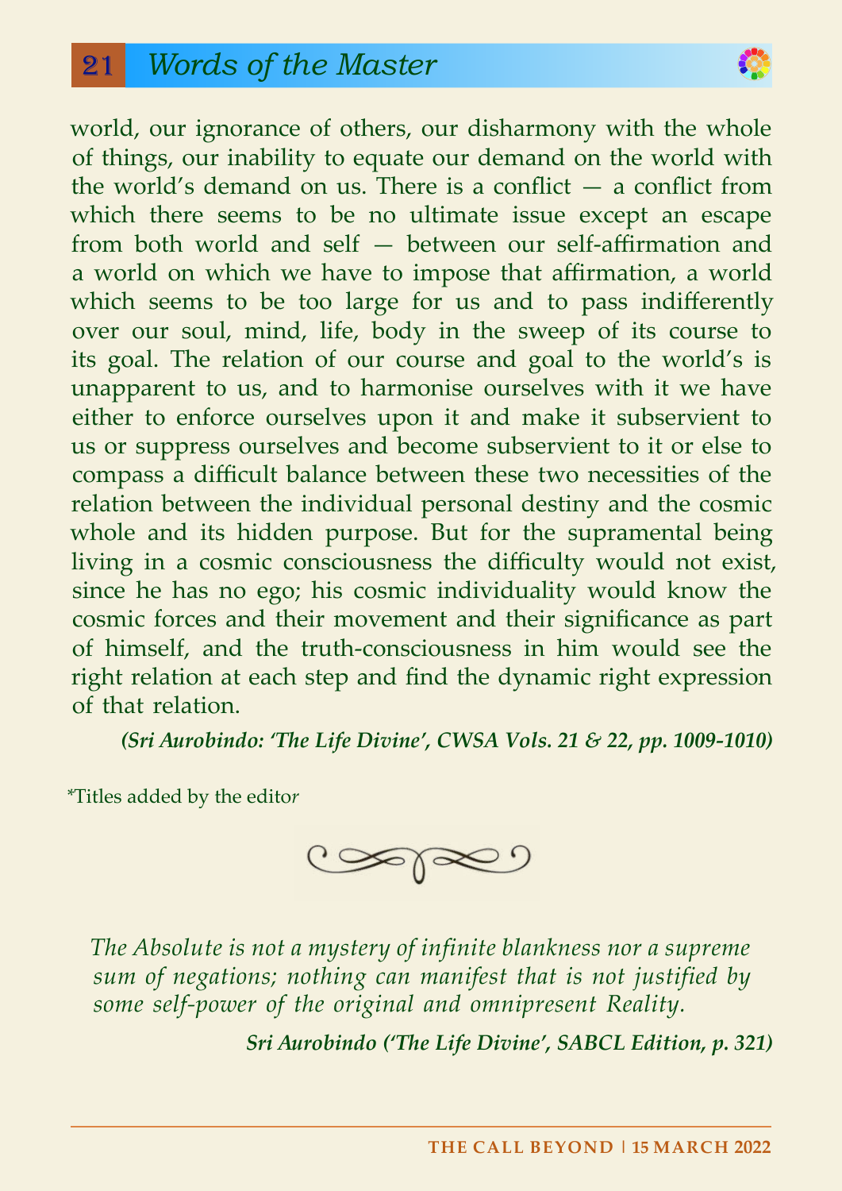world, our ignorance of others, our disharmony with the whole of things, our inability to equate our demand on the world with the world's demand on us. There is a conflict — a conflict from which there seems to be no ultimate issue except an escape from both world and self — between our self-affirmation and a world on which we have to impose that affirmation, a world which seems to be too large for us and to pass indifferently over our soul, mind, life, body in the sweep of its course to its goal. The relation of our course and goal to the world's is unapparent to us, and to harmonise ourselves with it we have either to enforce ourselves upon it and make it subservient to us or suppress ourselves and become subservient to it or else to compass a difficult balance between these two necessities of the relation between the individual personal destiny and the cosmic whole and its hidden purpose. But for the supramental being living in a cosmic consciousness the difficulty would not exist, since he has no ego; his cosmic individuality would know the cosmic forces and their movement and their significance as part of himself, and the truth-consciousness in him would see the right relation at each step and find the dynamic right expression of that relation.

***(Sri Aurobindo: 'The Life Divine', CWSA Vols. 21 & 22, pp. 1009-1010)***

*Titles added by the editor

*The Absolute is not a mystery of infinite blankness nor a supreme sum of negations; nothing can manifest that is not justified by some self-power of the original and omnipresent Reality.*

***Sri Aurobindo ('The Life Divine', SABCL Edition, p. 321)***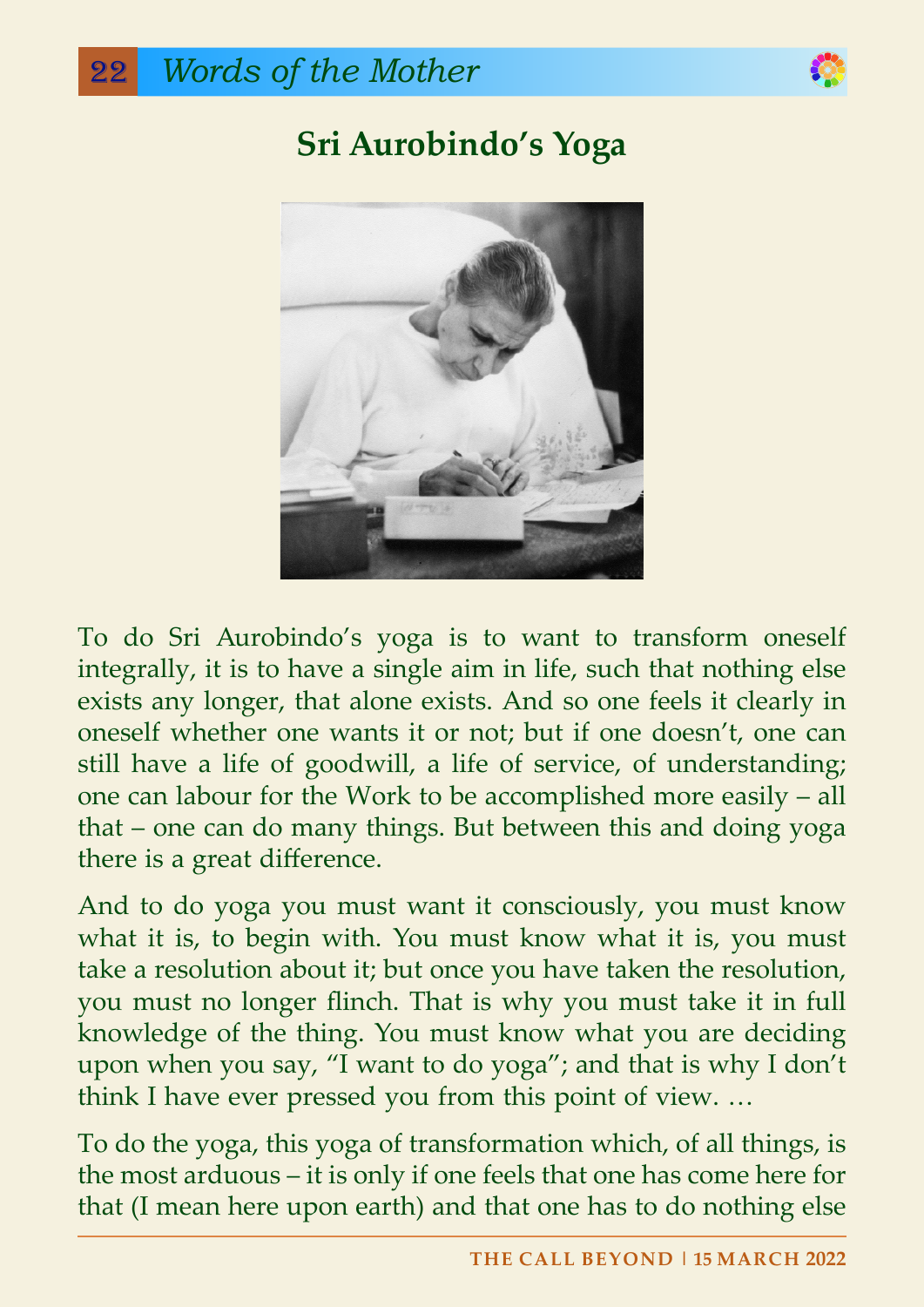## Sri Aurobindo's Yoga

To do Sri Aurobindo's yoga is to want to transform oneself integrally, it is to have a single aim in life, such that nothing else exists any longer, that alone exists. And so one feels it clearly in oneself whether one wants it or not; but if one doesn't, one can still have a life of goodwill, a life of service, of understanding; one can labour for the Work to be accomplished more easily – all that – one can do many things. But between this and doing yoga there is a great difference.

And to do yoga you must want it consciously, you must know what it is, to begin with. You must know what it is, you must take a resolution about it; but once you have taken the resolution, you must no longer flinch. That is why you must take it in full knowledge of the thing. You must know what you are deciding upon when you say, "I want to do yoga"; and that is why I don't think I have ever pressed you from this point of view. …

To do the yoga, this yoga of transformation which, of all things, is the most arduous – it is only if one feels that one has come here for that (I mean here upon earth) and that one has to do nothing else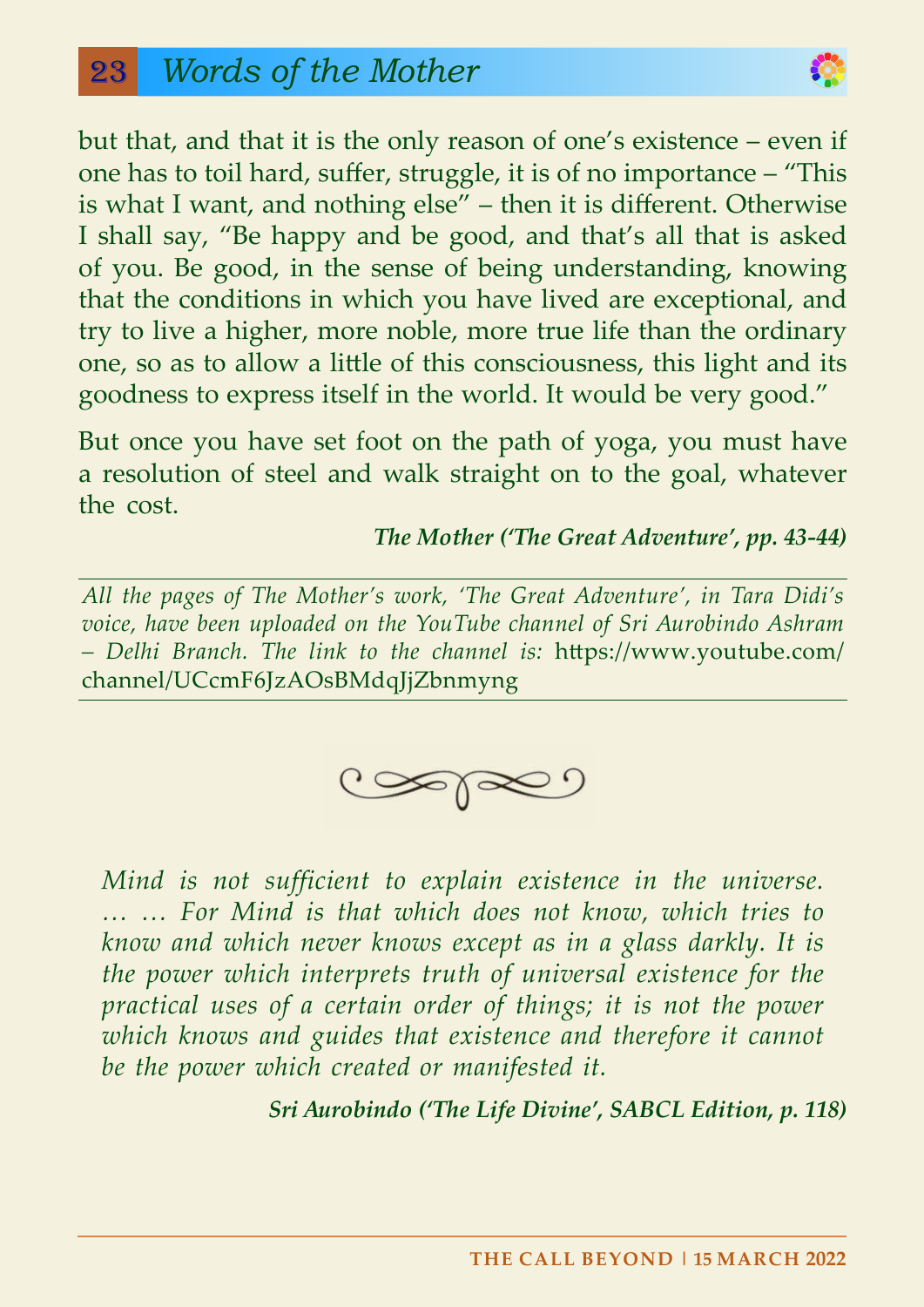but that, and that it is the only reason of one's existence – even if one has to toil hard, suffer, struggle, it is of no importance – "This is what I want, and nothing else" – then it is different. Otherwise I shall say, "Be happy and be good, and that's all that is asked of you. Be good, in the sense of being understanding, knowing that the conditions in which you have lived are exceptional, and try to live a higher, more noble, more true life than the ordinary one, so as to allow a little of this consciousness, this light and its goodness to express itself in the world. It would be very good."

But once you have set foot on the path of yoga, you must have a resolution of steel and walk straight on to the goal, whatever the cost.

***The Mother ('The Great Adventure', pp. 43-44)***

---

*All the pages of The Mother's work, 'The Great Adventure', in Tara Didi's voice, have been uploaded on the YouTube channel of Sri Aurobindo Ashram – Delhi Branch. The link to the channel is:* https://www.youtube.com/channel/UCcmF6JzAOsBMdqJjZbnmyng

---

*Mind is not sufficient to explain existence in the universe. … … For Mind is that which does not know, which tries to know and which never knows except as in a glass darkly. It is the power which interprets truth of universal existence for the practical uses of a certain order of things; it is not the power which knows and guides that existence and therefore it cannot be the power which created or manifested it.*

***Sri Aurobindo ('The Life Divine', SABCL Edition, p. 118)***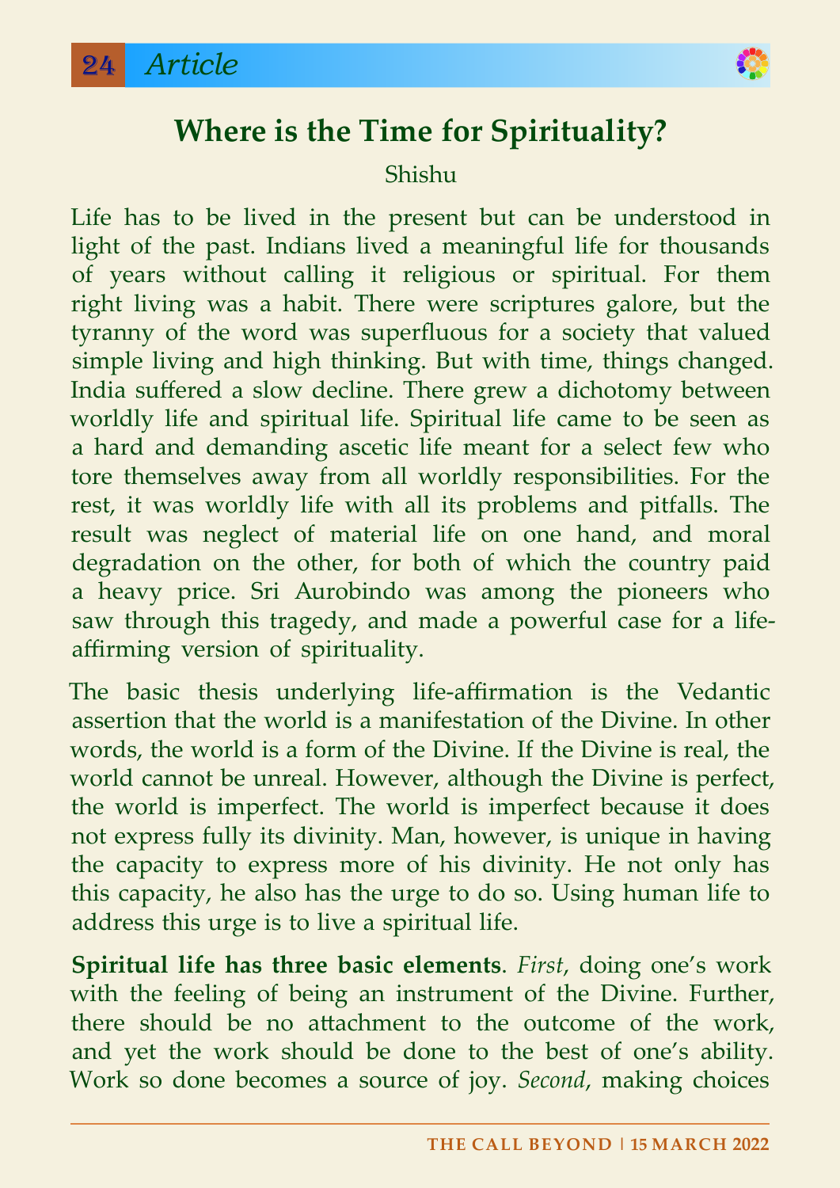# Where is the Time for Spirituality?

Shishu

Life has to be lived in the present but can be understood in light of the past. Indians lived a meaningful life for thousands of years without calling it religious or spiritual. For them right living was a habit. There were scriptures galore, but the tyranny of the word was superfluous for a society that valued simple living and high thinking. But with time, things changed. India suffered a slow decline. There grew a dichotomy between worldly life and spiritual life. Spiritual life came to be seen as a hard and demanding ascetic life meant for a select few who tore themselves away from all worldly responsibilities. For the rest, it was worldly life with all its problems and pitfalls. The result was neglect of material life on one hand, and moral degradation on the other, for both of which the country paid a heavy price. Sri Aurobindo was among the pioneers who saw through this tragedy, and made a powerful case for a life-affirming version of spirituality.

The basic thesis underlying life-affirmation is the Vedantic assertion that the world is a manifestation of the Divine. In other words, the world is a form of the Divine. If the Divine is real, the world cannot be unreal. However, although the Divine is perfect, the world is imperfect. The world is imperfect because it does not express fully its divinity. Man, however, is unique in having the capacity to express more of his divinity. He not only has this capacity, he also has the urge to do so. Using human life to address this urge is to live a spiritual life.

**Spiritual life has three basic elements**. *First*, doing one's work with the feeling of being an instrument of the Divine. Further, there should be no attachment to the outcome of the work, and yet the work should be done to the best of one's ability. Work so done becomes a source of joy. *Second*, making choices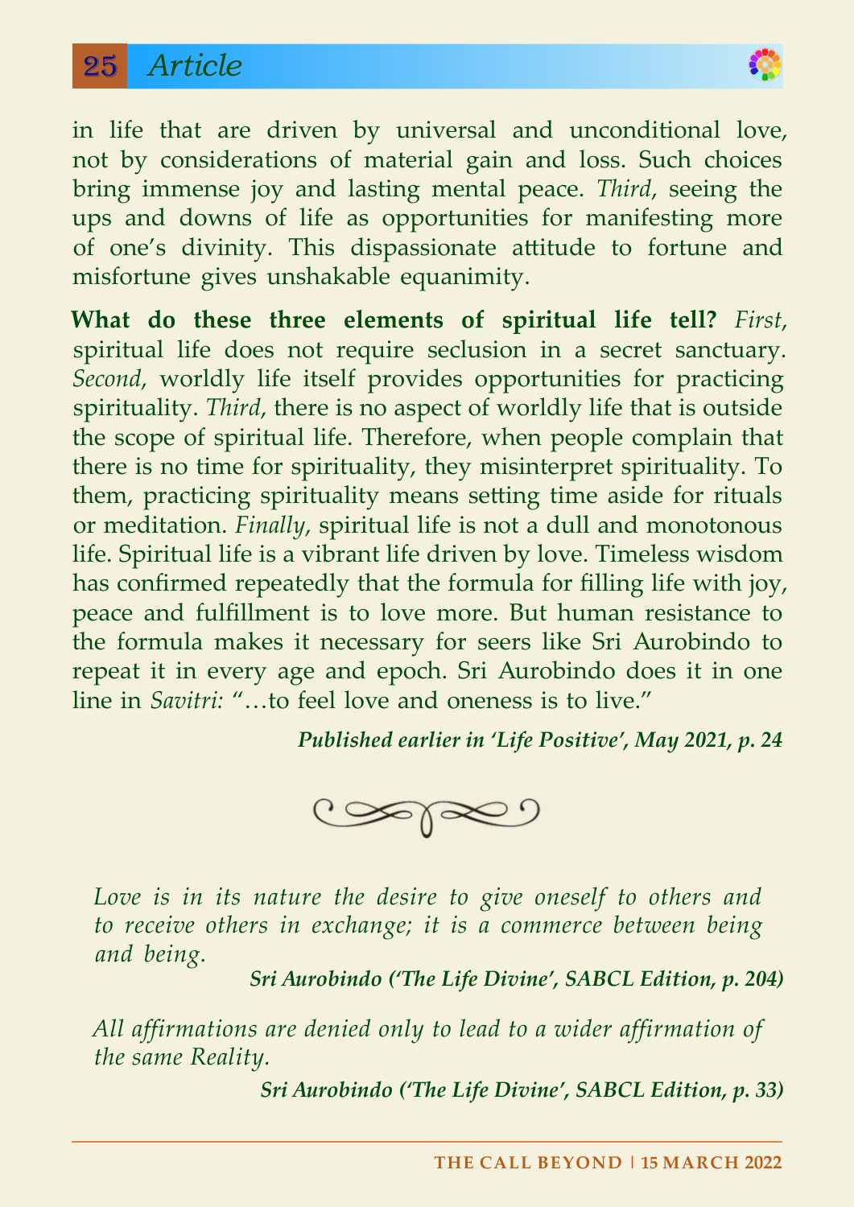in life that are driven by universal and unconditional love, not by considerations of material gain and loss. Such choices bring immense joy and lasting mental peace. *Third*, seeing the ups and downs of life as opportunities for manifesting more of one's divinity. This dispassionate attitude to fortune and misfortune gives unshakable equanimity.

**What do these three elements of spiritual life tell?** *First*, spiritual life does not require seclusion in a secret sanctuary. *Second*, worldly life itself provides opportunities for practicing spirituality. *Third*, there is no aspect of worldly life that is outside the scope of spiritual life. Therefore, when people complain that there is no time for spirituality, they misinterpret spirituality. To them, practicing spirituality means setting time aside for rituals or meditation. *Finally*, spiritual life is not a dull and monotonous life. Spiritual life is a vibrant life driven by love. Timeless wisdom has confirmed repeatedly that the formula for filling life with joy, peace and fulfillment is to love more. But human resistance to the formula makes it necessary for seers like Sri Aurobindo to repeat it in every age and epoch. Sri Aurobindo does it in one line in *Savitri:* "…to feel love and oneness is to live."

***Published earlier in 'Life Positive', May 2021, p. 24***

*Love is in its nature the desire to give oneself to others and to receive others in exchange; it is a commerce between being and being.*

***Sri Aurobindo ('The Life Divine', SABCL Edition, p. 204)***

*All affirmations are denied only to lead to a wider affirmation of the same Reality.*

***Sri Aurobindo ('The Life Divine', SABCL Edition, p. 33)***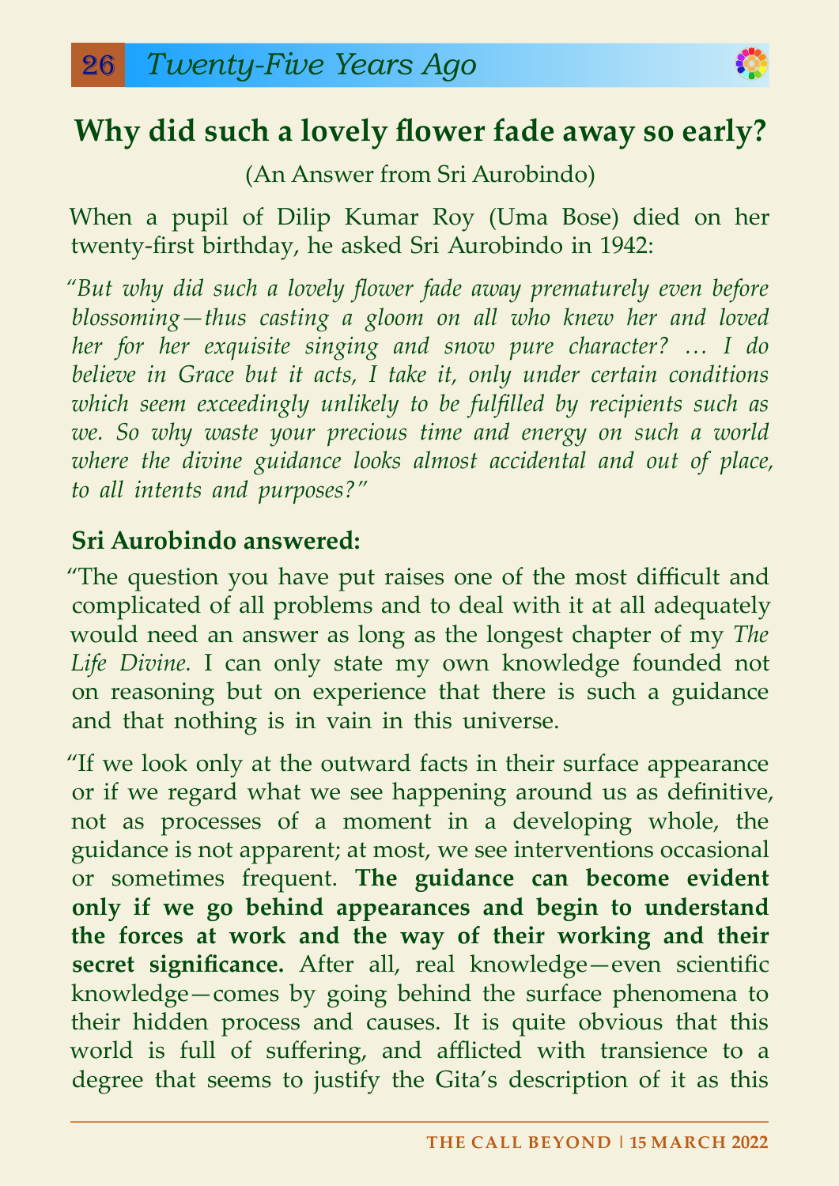## Why did such a lovely flower fade away so early?

(An Answer from Sri Aurobindo)

When a pupil of Dilip Kumar Roy (Uma Bose) died on her twenty-first birthday, he asked Sri Aurobindo in 1942:

*"But why did such a lovely flower fade away prematurely even before blossoming—thus casting a gloom on all who knew her and loved her for her exquisite singing and snow pure character? … I do believe in Grace but it acts, I take it, only under certain conditions which seem exceedingly unlikely to be fulfilled by recipients such as we. So why waste your precious time and energy on such a world where the divine guidance looks almost accidental and out of place, to all intents and purposes?"*

**Sri Aurobindo answered:**

"The question you have put raises one of the most difficult and complicated of all problems and to deal with it at all adequately would need an answer as long as the longest chapter of my *The Life Divine.* I can only state my own knowledge founded not on reasoning but on experience that there is such a guidance and that nothing is in vain in this universe.

"If we look only at the outward facts in their surface appearance or if we regard what we see happening around us as definitive, not as processes of a moment in a developing whole, the guidance is not apparent; at most, we see interventions occasional or sometimes frequent. **The guidance can become evident only if we go behind appearances and begin to understand the forces at work and the way of their working and their secret significance.** After all, real knowledge—even scientific knowledge—comes by going behind the surface phenomena to their hidden process and causes. It is quite obvious that this world is full of suffering, and afflicted with transience to a degree that seems to justify the Gita's description of it as this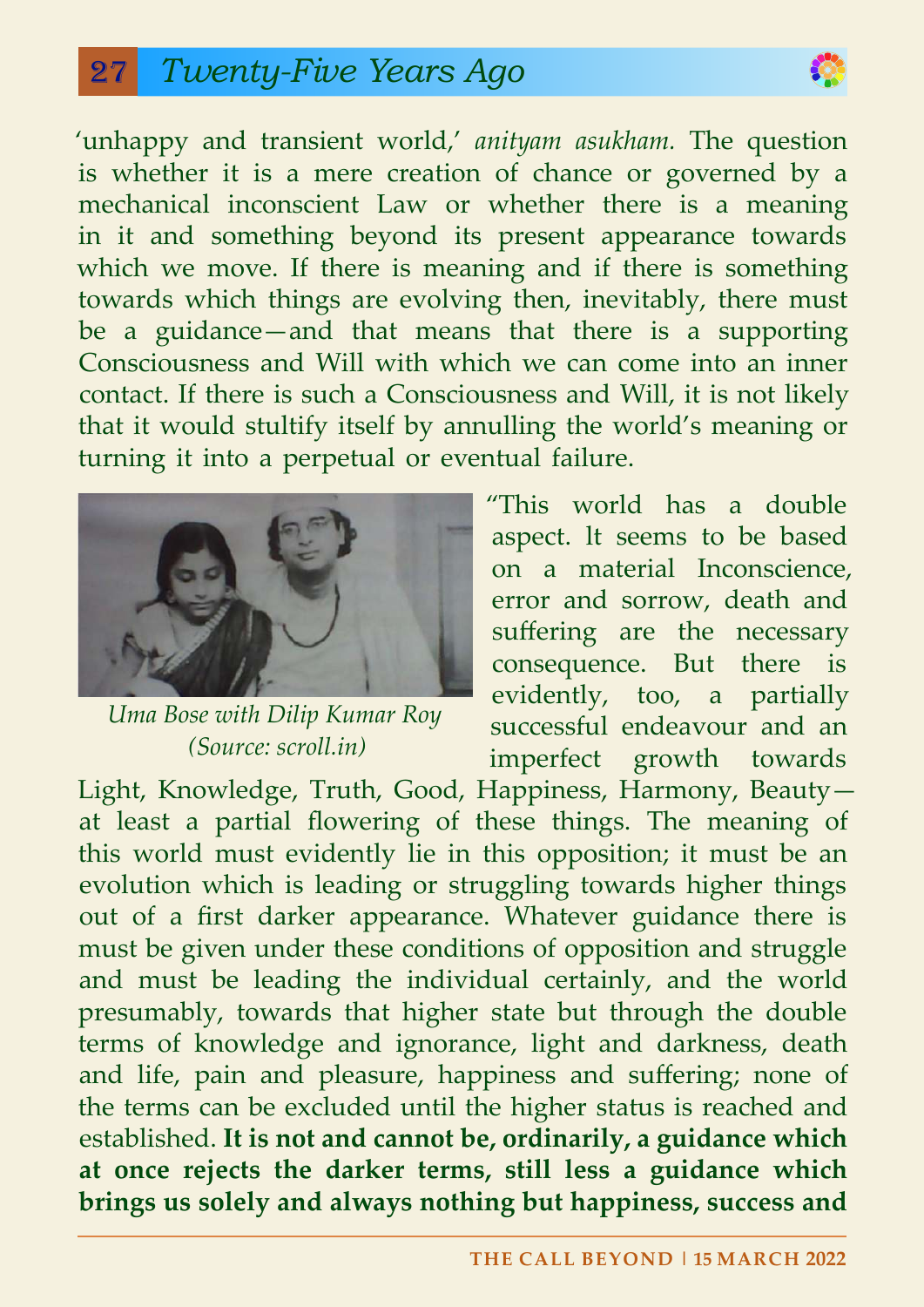'unhappy and transient world,' *anityam asukham.* The question is whether it is a mere creation of chance or governed by a mechanical inconscient Law or whether there is a meaning in it and something beyond its present appearance towards which we move. If there is meaning and if there is something towards which things are evolving then, inevitably, there must be a guidance—and that means that there is a supporting Consciousness and Will with which we can come into an inner contact. If there is such a Consciousness and Will, it is not likely that it would stultify itself by annulling the world's meaning or turning it into a perpetual or eventual failure.

*Uma Bose with Dilip Kumar Roy (Source: scroll.in)*

"This world has a double aspect. It seems to be based on a material Inconscience, error and sorrow, death and suffering are the necessary consequence. But there is evidently, too, a partially successful endeavour and an imperfect growth towards Light, Knowledge, Truth, Good, Happiness, Harmony, Beauty—at least a partial flowering of these things. The meaning of this world must evidently lie in this opposition; it must be an evolution which is leading or struggling towards higher things out of a first darker appearance. Whatever guidance there is must be given under these conditions of opposition and struggle and must be leading the individual certainly, and the world presumably, towards that higher state but through the double terms of knowledge and ignorance, light and darkness, death and life, pain and pleasure, happiness and suffering; none of the terms can be excluded until the higher status is reached and established. **It is not and cannot be, ordinarily, a guidance which at once rejects the darker terms, still less a guidance which brings us solely and always nothing but happiness, success and**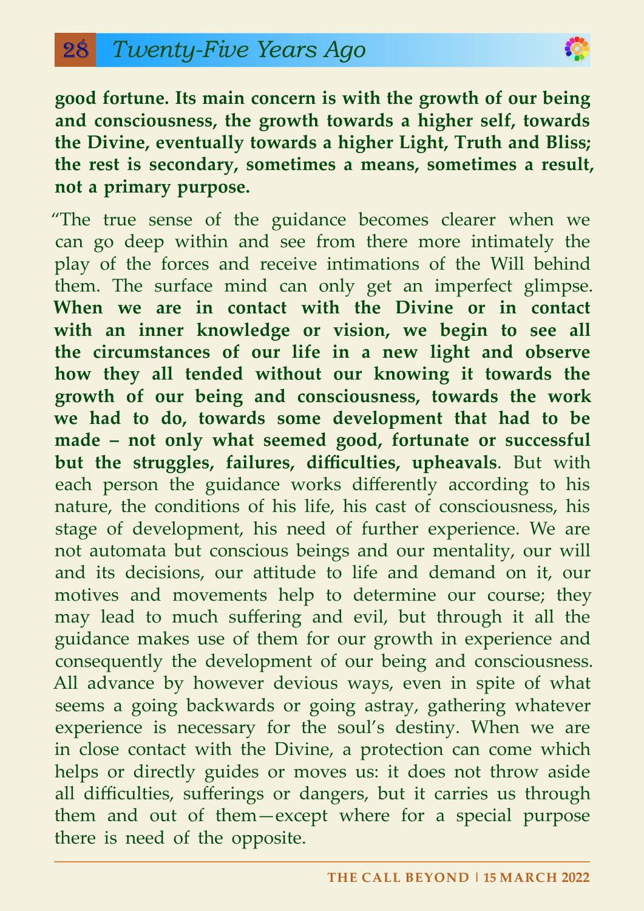**good fortune. Its main concern is with the growth of our being and consciousness, the growth towards a higher self, towards the Divine, eventually towards a higher Light, Truth and Bliss; the rest is secondary, sometimes a means, sometimes a result, not a primary purpose.**

"The true sense of the guidance becomes clearer when we can go deep within and see from there more intimately the play of the forces and receive intimations of the Will behind them. The surface mind can only get an imperfect glimpse. **When we are in contact with the Divine or in contact with an inner knowledge or vision, we begin to see all the circumstances of our life in a new light and observe how they all tended without our knowing it towards the growth of our being and consciousness, towards the work we had to do, towards some development that had to be made – not only what seemed good, fortunate or successful but the struggles, failures, difficulties, upheavals**. But with each person the guidance works differently according to his nature, the conditions of his life, his cast of consciousness, his stage of development, his need of further experience. We are not automata but conscious beings and our mentality, our will and its decisions, our attitude to life and demand on it, our motives and movements help to determine our course; they may lead to much suffering and evil, but through it all the guidance makes use of them for our growth in experience and consequently the development of our being and consciousness. All advance by however devious ways, even in spite of what seems a going backwards or going astray, gathering whatever experience is necessary for the soul's destiny. When we are in close contact with the Divine, a protection can come which helps or directly guides or moves us: it does not throw aside all difficulties, sufferings or dangers, but it carries us through them and out of them—except where for a special purpose there is need of the opposite.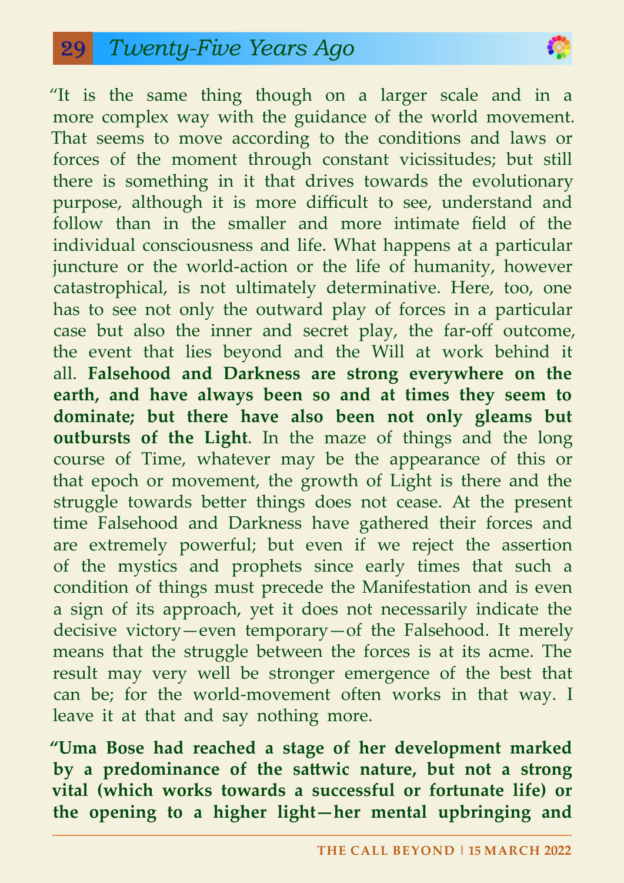"It is the same thing though on a larger scale and in a more complex way with the guidance of the world movement. That seems to move according to the conditions and laws or forces of the moment through constant vicissitudes; but still there is something in it that drives towards the evolutionary purpose, although it is more difficult to see, understand and follow than in the smaller and more intimate field of the individual consciousness and life. What happens at a particular juncture or the world-action or the life of humanity, however catastrophical, is not ultimately determinative. Here, too, one has to see not only the outward play of forces in a particular case but also the inner and secret play, the far-off outcome, the event that lies beyond and the Will at work behind it all. **Falsehood and Darkness are strong everywhere on the earth, and have always been so and at times they seem to dominate; but there have also been not only gleams but outbursts of the Light**. In the maze of things and the long course of Time, whatever may be the appearance of this or that epoch or movement, the growth of Light is there and the struggle towards better things does not cease. At the present time Falsehood and Darkness have gathered their forces and are extremely powerful; but even if we reject the assertion of the mystics and prophets since early times that such a condition of things must precede the Manifestation and is even a sign of its approach, yet it does not necessarily indicate the decisive victory—even temporary—of the Falsehood. It merely means that the struggle between the forces is at its acme. The result may very well be stronger emergence of the best that can be; for the world-movement often works in that way. I leave it at that and say nothing more.

**"Uma Bose had reached a stage of her development marked by a predominance of the sattwic nature, but not a strong vital (which works towards a successful or fortunate life) or the opening to a higher light—her mental upbringing and**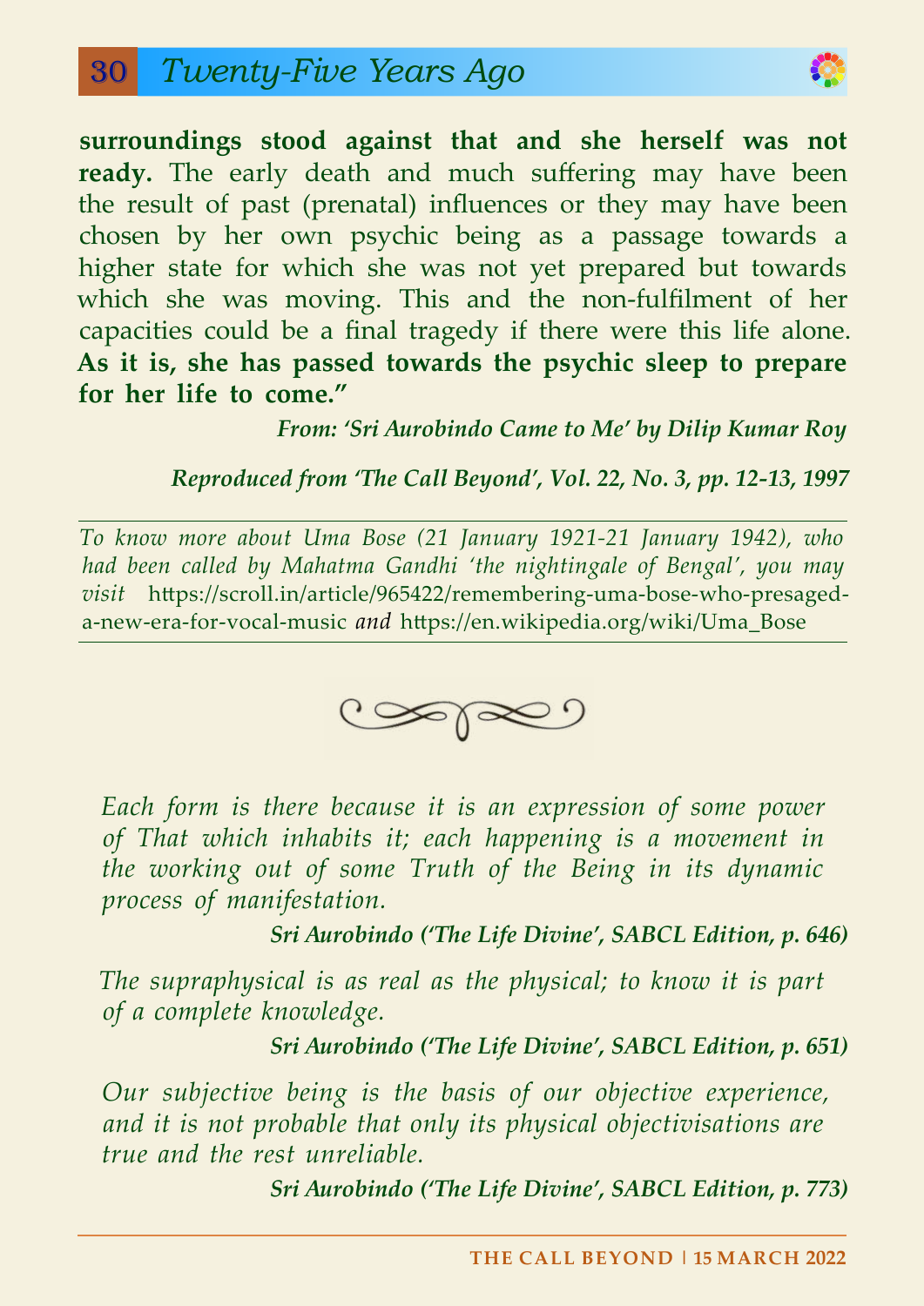**surroundings stood against that and she herself was not ready.** The early death and much suffering may have been the result of past (prenatal) influences or they may have been chosen by her own psychic being as a passage towards a higher state for which she was not yet prepared but towards which she was moving. This and the non-fulfilment of her capacities could be a final tragedy if there were this life alone. **As it is, she has passed towards the psychic sleep to prepare for her life to come."**

***From: 'Sri Aurobindo Came to Me' by Dilip Kumar Roy***

***Reproduced from 'The Call Beyond', Vol. 22, No. 3, pp. 12-13, 1997***

---

*To know more about Uma Bose (21 January 1921-21 January 1942), who had been called by Mahatma Gandhi 'the nightingale of Bengal', you may visit* https://scroll.in/article/965422/remembering-uma-bose-who-presaged-a-new-era-for-vocal-music *and* https://en.wikipedia.org/wiki/Uma_Bose

---

*Each form is there because it is an expression of some power of That which inhabits it; each happening is a movement in the working out of some Truth of the Being in its dynamic process of manifestation.*

***Sri Aurobindo ('The Life Divine', SABCL Edition, p. 646)***

*The supraphysical is as real as the physical; to know it is part of a complete knowledge.*

***Sri Aurobindo ('The Life Divine', SABCL Edition, p. 651)***

*Our subjective being is the basis of our objective experience, and it is not probable that only its physical objectivisations are true and the rest unreliable.*

***Sri Aurobindo ('The Life Divine', SABCL Edition, p. 773)***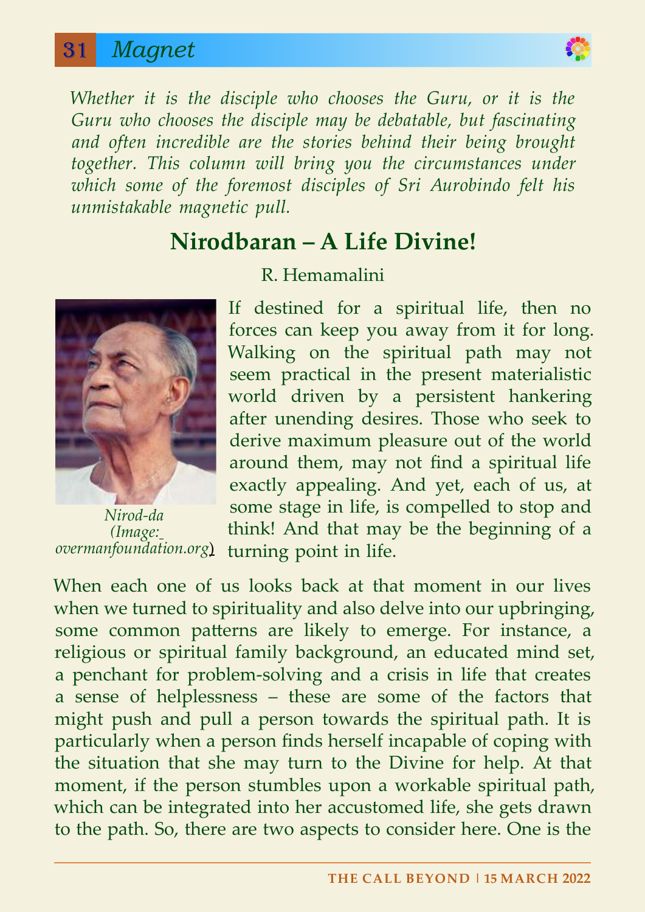## Magnet

*Whether it is the disciple who chooses the Guru, or it is the Guru who chooses the disciple may be debatable, but fascinating and often incredible are the stories behind their being brought together. This column will bring you the circumstances under which some of the foremost disciples of Sri Aurobindo felt his unmistakable magnetic pull.*

# Nirodbaran – A Life Divine!

R. Hemamalini

*Nirod-da (Image: overmanfoundation.org)*

If destined for a spiritual life, then no forces can keep you away from it for long. Walking on the spiritual path may not seem practical in the present materialistic world driven by a persistent hankering after unending desires. Those who seek to derive maximum pleasure out of the world around them, may not find a spiritual life exactly appealing. And yet, each of us, at some stage in life, is compelled to stop and think! And that may be the beginning of a turning point in life.

When each one of us looks back at that moment in our lives when we turned to spirituality and also delve into our upbringing, some common patterns are likely to emerge. For instance, a religious or spiritual family background, an educated mind set, a penchant for problem-solving and a crisis in life that creates a sense of helplessness – these are some of the factors that might push and pull a person towards the spiritual path. It is particularly when a person finds herself incapable of coping with the situation that she may turn to the Divine for help. At that moment, if the person stumbles upon a workable spiritual path, which can be integrated into her accustomed life, she gets drawn to the path. So, there are two aspects to consider here. One is the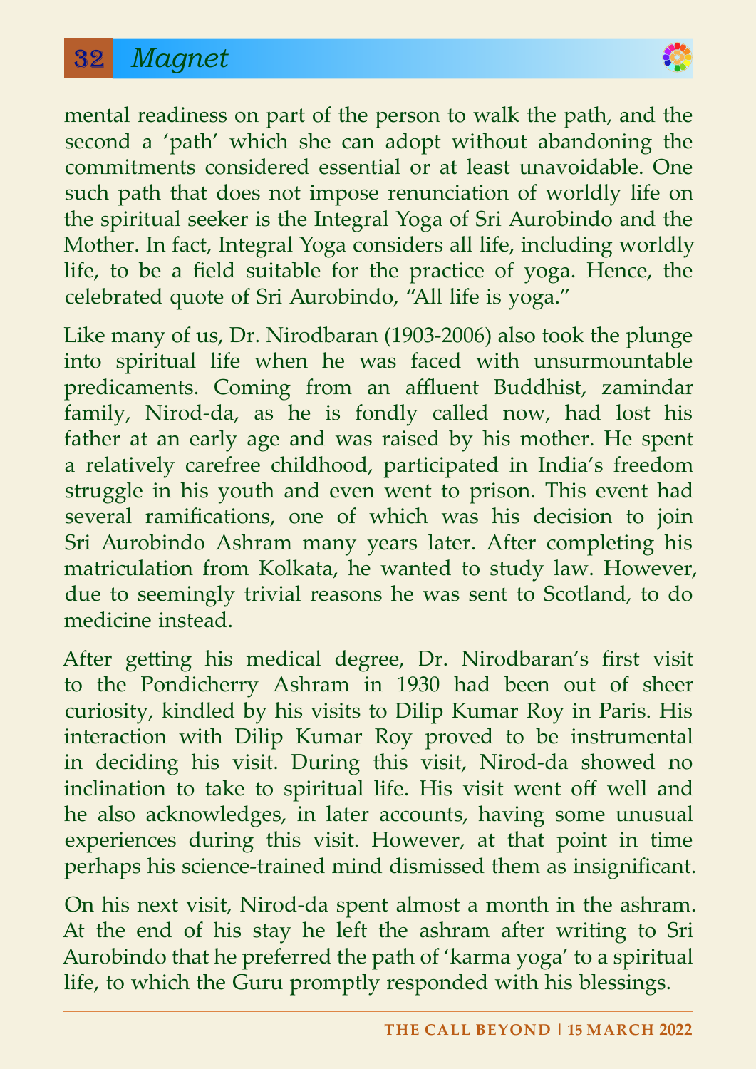mental readiness on part of the person to walk the path, and the second a 'path' which she can adopt without abandoning the commitments considered essential or at least unavoidable. One such path that does not impose renunciation of worldly life on the spiritual seeker is the Integral Yoga of Sri Aurobindo and the Mother. In fact, Integral Yoga considers all life, including worldly life, to be a field suitable for the practice of yoga. Hence, the celebrated quote of Sri Aurobindo, "All life is yoga."

Like many of us, Dr. Nirodbaran (1903-2006) also took the plunge into spiritual life when he was faced with unsurmountable predicaments. Coming from an affluent Buddhist, zamindar family, Nirod-da, as he is fondly called now, had lost his father at an early age and was raised by his mother. He spent a relatively carefree childhood, participated in India's freedom struggle in his youth and even went to prison. This event had several ramifications, one of which was his decision to join Sri Aurobindo Ashram many years later. After completing his matriculation from Kolkata, he wanted to study law. However, due to seemingly trivial reasons he was sent to Scotland, to do medicine instead.

After getting his medical degree, Dr. Nirodbaran's first visit to the Pondicherry Ashram in 1930 had been out of sheer curiosity, kindled by his visits to Dilip Kumar Roy in Paris. His interaction with Dilip Kumar Roy proved to be instrumental in deciding his visit. During this visit, Nirod-da showed no inclination to take to spiritual life. His visit went off well and he also acknowledges, in later accounts, having some unusual experiences during this visit. However, at that point in time perhaps his science-trained mind dismissed them as insignificant.

On his next visit, Nirod-da spent almost a month in the ashram. At the end of his stay he left the ashram after writing to Sri Aurobindo that he preferred the path of 'karma yoga' to a spiritual life, to which the Guru promptly responded with his blessings.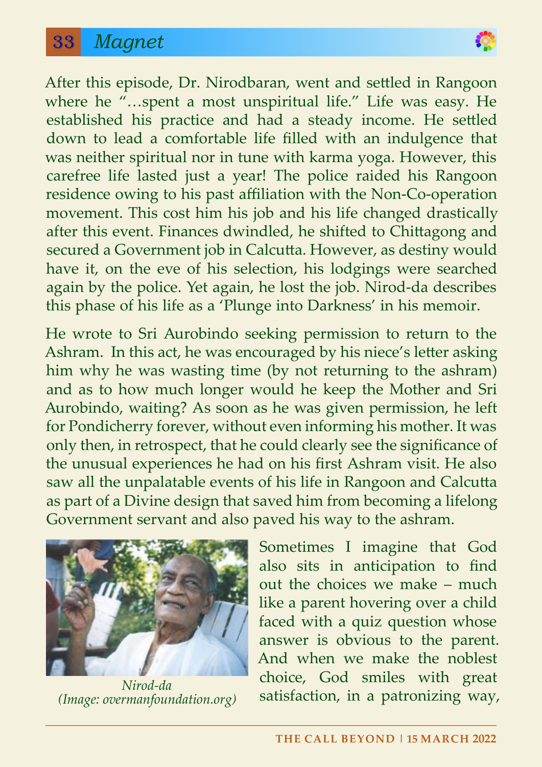After this episode, Dr. Nirodbaran, went and settled in Rangoon where he "…spent a most unspiritual life." Life was easy. He established his practice and had a steady income. He settled down to lead a comfortable life filled with an indulgence that was neither spiritual nor in tune with karma yoga. However, this carefree life lasted just a year! The police raided his Rangoon residence owing to his past affiliation with the Non-Co-operation movement. This cost him his job and his life changed drastically after this event. Finances dwindled, he shifted to Chittagong and secured a Government job in Calcutta. However, as destiny would have it, on the eve of his selection, his lodgings were searched again by the police. Yet again, he lost the job. Nirod-da describes this phase of his life as a 'Plunge into Darkness' in his memoir.

He wrote to Sri Aurobindo seeking permission to return to the Ashram. In this act, he was encouraged by his niece's letter asking him why he was wasting time (by not returning to the ashram) and as to how much longer would he keep the Mother and Sri Aurobindo, waiting? As soon as he was given permission, he left for Pondicherry forever, without even informing his mother. It was only then, in retrospect, that he could clearly see the significance of the unusual experiences he had on his first Ashram visit. He also saw all the unpalatable events of his life in Rangoon and Calcutta as part of a Divine design that saved him from becoming a lifelong Government servant and also paved his way to the ashram.

*Nirod-da*
*(Image: overmanfoundation.org)*

Sometimes I imagine that God also sits in anticipation to find out the choices we make – much like a parent hovering over a child faced with a quiz question whose answer is obvious to the parent. And when we make the noblest choice, God smiles with great satisfaction, in a patronizing way,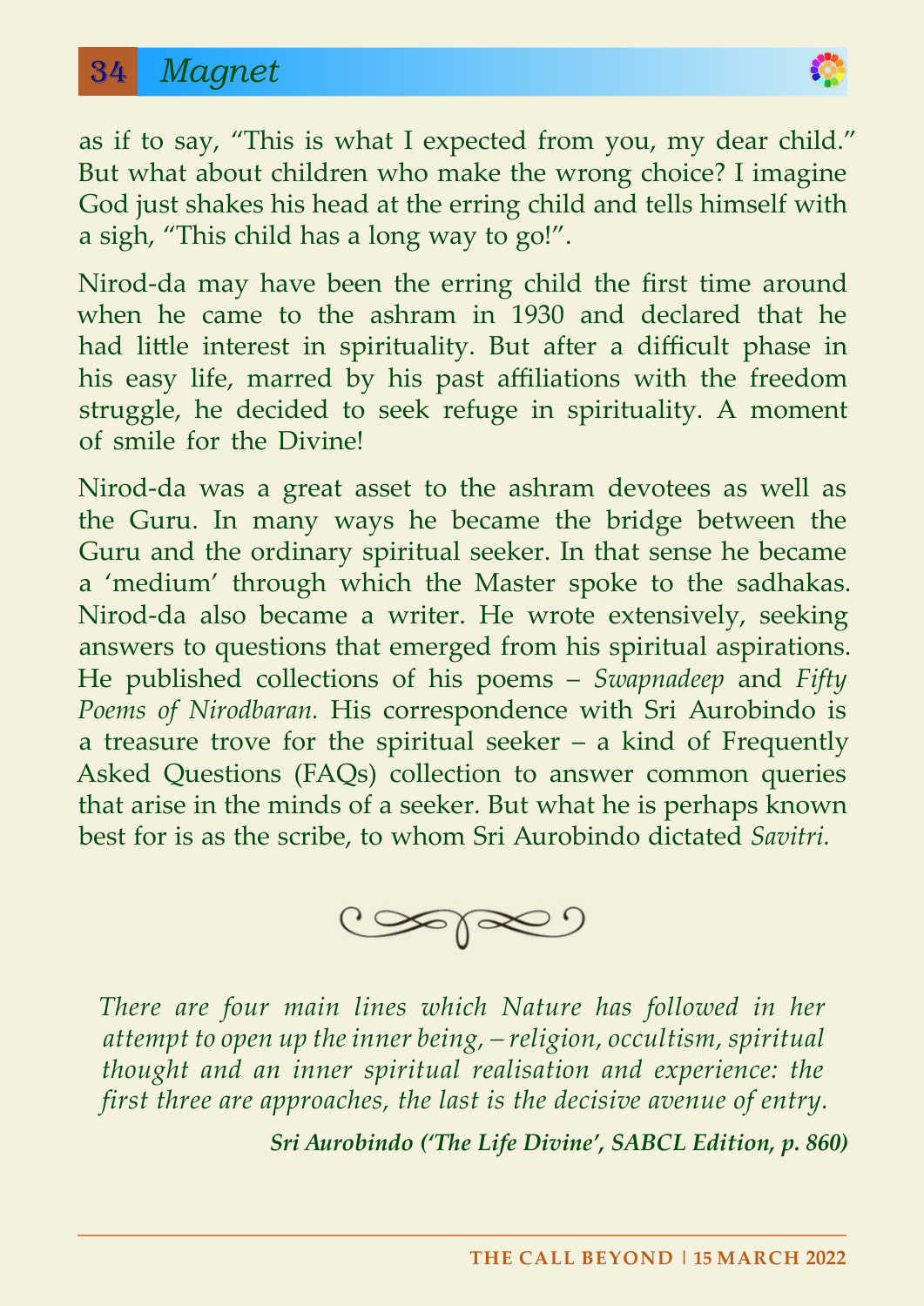as if to say, "This is what I expected from you, my dear child." But what about children who make the wrong choice? I imagine God just shakes his head at the erring child and tells himself with a sigh, "This child has a long way to go!".

Nirod-da may have been the erring child the first time around when he came to the ashram in 1930 and declared that he had little interest in spirituality. But after a difficult phase in his easy life, marred by his past affiliations with the freedom struggle, he decided to seek refuge in spirituality. A moment of smile for the Divine!

Nirod-da was a great asset to the ashram devotees as well as the Guru. In many ways he became the bridge between the Guru and the ordinary spiritual seeker. In that sense he became a 'medium' through which the Master spoke to the sadhakas. Nirod-da also became a writer. He wrote extensively, seeking answers to questions that emerged from his spiritual aspirations. He published collections of his poems – *Swapnadeep* and *Fifty Poems of Nirodbaran.* His correspondence with Sri Aurobindo is a treasure trove for the spiritual seeker – a kind of Frequently Asked Questions (FAQs) collection to answer common queries that arise in the minds of a seeker. But what he is perhaps known best for is as the scribe, to whom Sri Aurobindo dictated *Savitri.*

*There are four main lines which Nature has followed in her attempt to open up the inner being, – religion, occultism, spiritual thought and an inner spiritual realisation and experience: the first three are approaches, the last is the decisive avenue of entry.*

***Sri Aurobindo ('The Life Divine', SABCL Edition, p. 860)***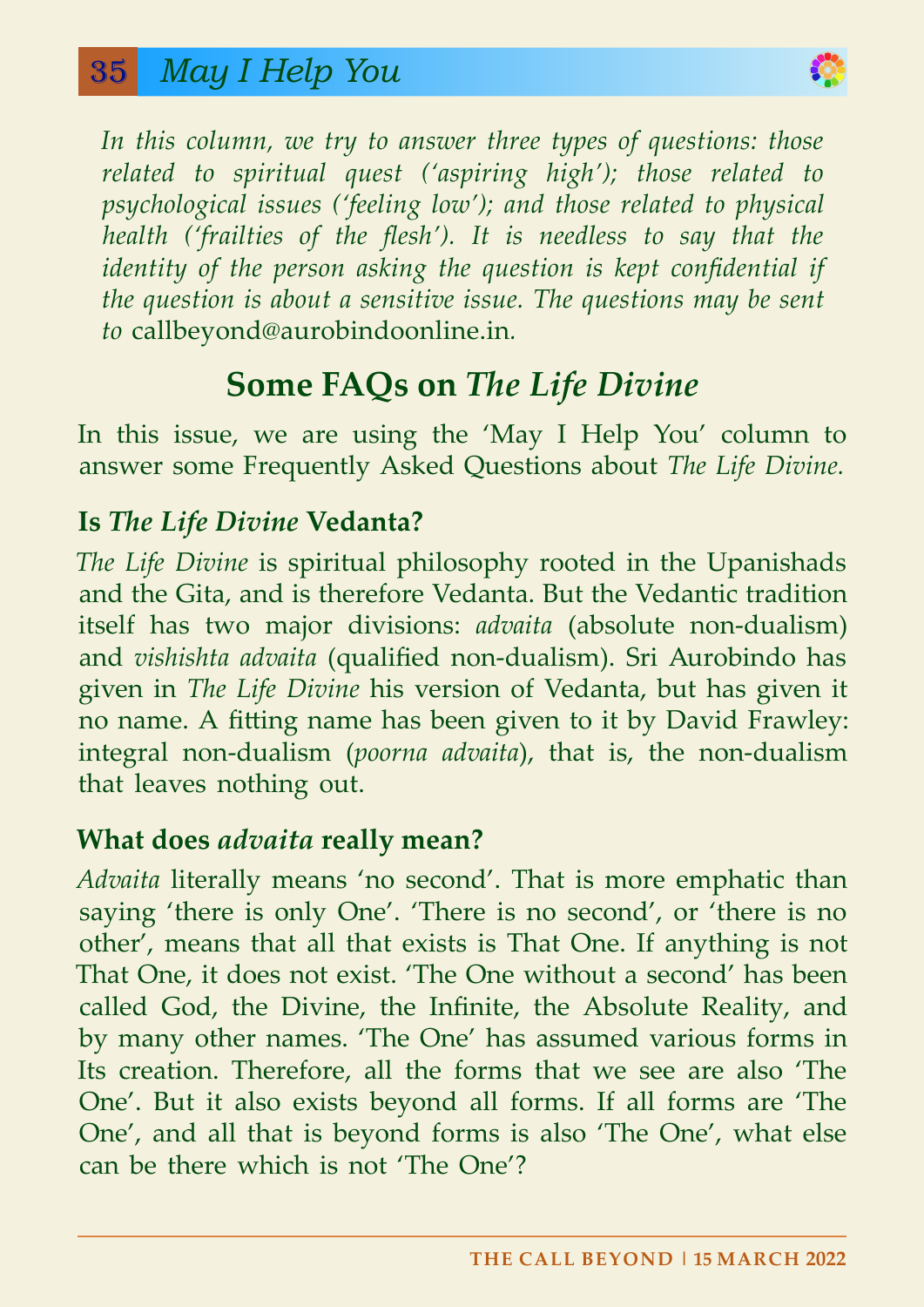## May I Help You

*In this column, we try to answer three types of questions: those related to spiritual quest ('aspiring high'); those related to psychological issues ('feeling low'); and those related to physical health ('frailties of the flesh'). It is needless to say that the identity of the person asking the question is kept confidential if the question is about a sensitive issue. The questions may be sent to* callbeyond@aurobindoonline.in.

# Some FAQs on *The Life Divine*

In this issue, we are using the 'May I Help You' column to answer some Frequently Asked Questions about *The Life Divine*.

### Is *The Life Divine* Vedanta?

*The Life Divine* is spiritual philosophy rooted in the Upanishads and the Gita, and is therefore Vedanta. But the Vedantic tradition itself has two major divisions: *advaita* (absolute non-dualism) and *vishishta advaita* (qualified non-dualism). Sri Aurobindo has given in *The Life Divine* his version of Vedanta, but has given it no name. A fitting name has been given to it by David Frawley: integral non-dualism (*poorna advaita*), that is, the non-dualism that leaves nothing out.

### What does *advaita* really mean?

*Advaita* literally means 'no second'. That is more emphatic than saying 'there is only One'. 'There is no second', or 'there is no other', means that all that exists is That One. If anything is not That One, it does not exist. 'The One without a second' has been called God, the Divine, the Infinite, the Absolute Reality, and by many other names. 'The One' has assumed various forms in Its creation. Therefore, all the forms that we see are also 'The One'. But it also exists beyond all forms. If all forms are 'The One', and all that is beyond forms is also 'The One', what else can be there which is not 'The One'?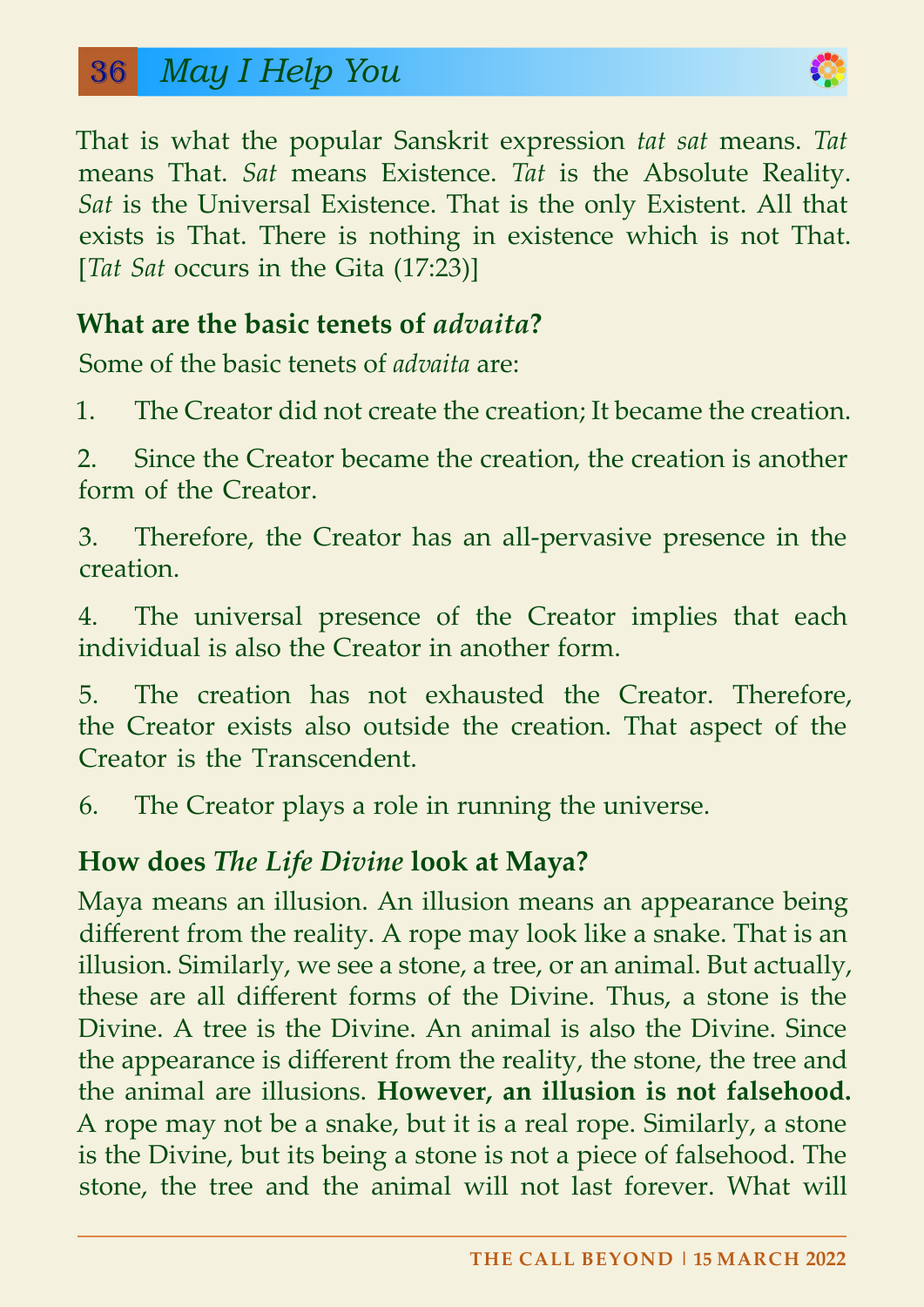That is what the popular Sanskrit expression *tat sat* means. *Tat* means That. *Sat* means Existence. *Tat* is the Absolute Reality. *Sat* is the Universal Existence. That is the only Existent. All that exists is That. There is nothing in existence which is not That. [*Tat Sat* occurs in the Gita (17:23)]

### What are the basic tenets of *advaita*?

Some of the basic tenets of *advaita* are:

1. The Creator did not create the creation; It became the creation.
2. Since the Creator became the creation, the creation is another form of the Creator.
3. Therefore, the Creator has an all-pervasive presence in the creation.
4. The universal presence of the Creator implies that each individual is also the Creator in another form.
5. The creation has not exhausted the Creator. Therefore, the Creator exists also outside the creation. That aspect of the Creator is the Transcendent.
6. The Creator plays a role in running the universe.

### How does *The Life Divine* look at Maya?

Maya means an illusion. An illusion means an appearance being different from the reality. A rope may look like a snake. That is an illusion. Similarly, we see a stone, a tree, or an animal. But actually, these are all different forms of the Divine. Thus, a stone is the Divine. A tree is the Divine. An animal is also the Divine. Since the appearance is different from the reality, the stone, the tree and the animal are illusions. **However, an illusion is not falsehood.** A rope may not be a snake, but it is a real rope. Similarly, a stone is the Divine, but its being a stone is not a piece of falsehood. The stone, the tree and the animal will not last forever. What will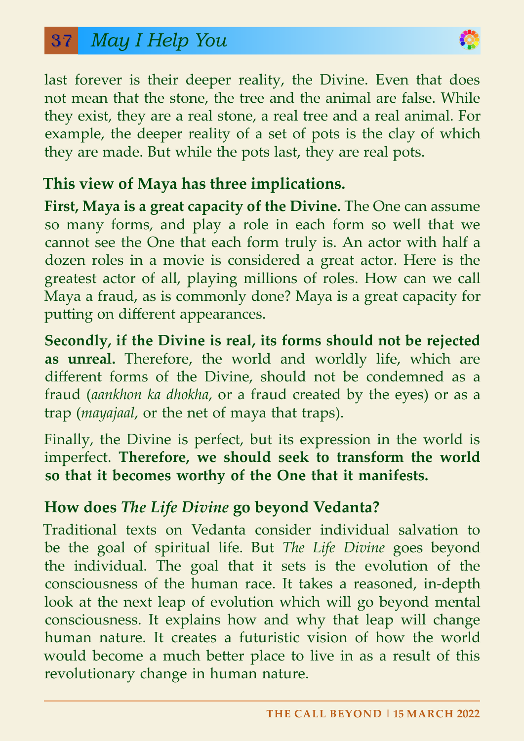last forever is their deeper reality, the Divine. Even that does not mean that the stone, the tree and the animal are false. While they exist, they are a real stone, a real tree and a real animal. For example, the deeper reality of a set of pots is the clay of which they are made. But while the pots last, they are real pots.

**This view of Maya has three implications.**

**First, Maya is a great capacity of the Divine.** The One can assume so many forms, and play a role in each form so well that we cannot see the One that each form truly is. An actor with half a dozen roles in a movie is considered a great actor. Here is the greatest actor of all, playing millions of roles. How can we call Maya a fraud, as is commonly done? Maya is a great capacity for putting on different appearances.

**Secondly, if the Divine is real, its forms should not be rejected as unreal.** Therefore, the world and worldly life, which are different forms of the Divine, should not be condemned as a fraud (*aankhon ka dhokha*, or a fraud created by the eyes) or as a trap (*mayajaal*, or the net of maya that traps).

Finally, the Divine is perfect, but its expression in the world is imperfect. **Therefore, we should seek to transform the world so that it becomes worthy of the One that it manifests.**

## How does *The Life Divine* go beyond Vedanta?

Traditional texts on Vedanta consider individual salvation to be the goal of spiritual life. But *The Life Divine* goes beyond the individual. The goal that it sets is the evolution of the consciousness of the human race. It takes a reasoned, in-depth look at the next leap of evolution which will go beyond mental consciousness. It explains how and why that leap will change human nature. It creates a futuristic vision of how the world would become a much better place to live in as a result of this revolutionary change in human nature.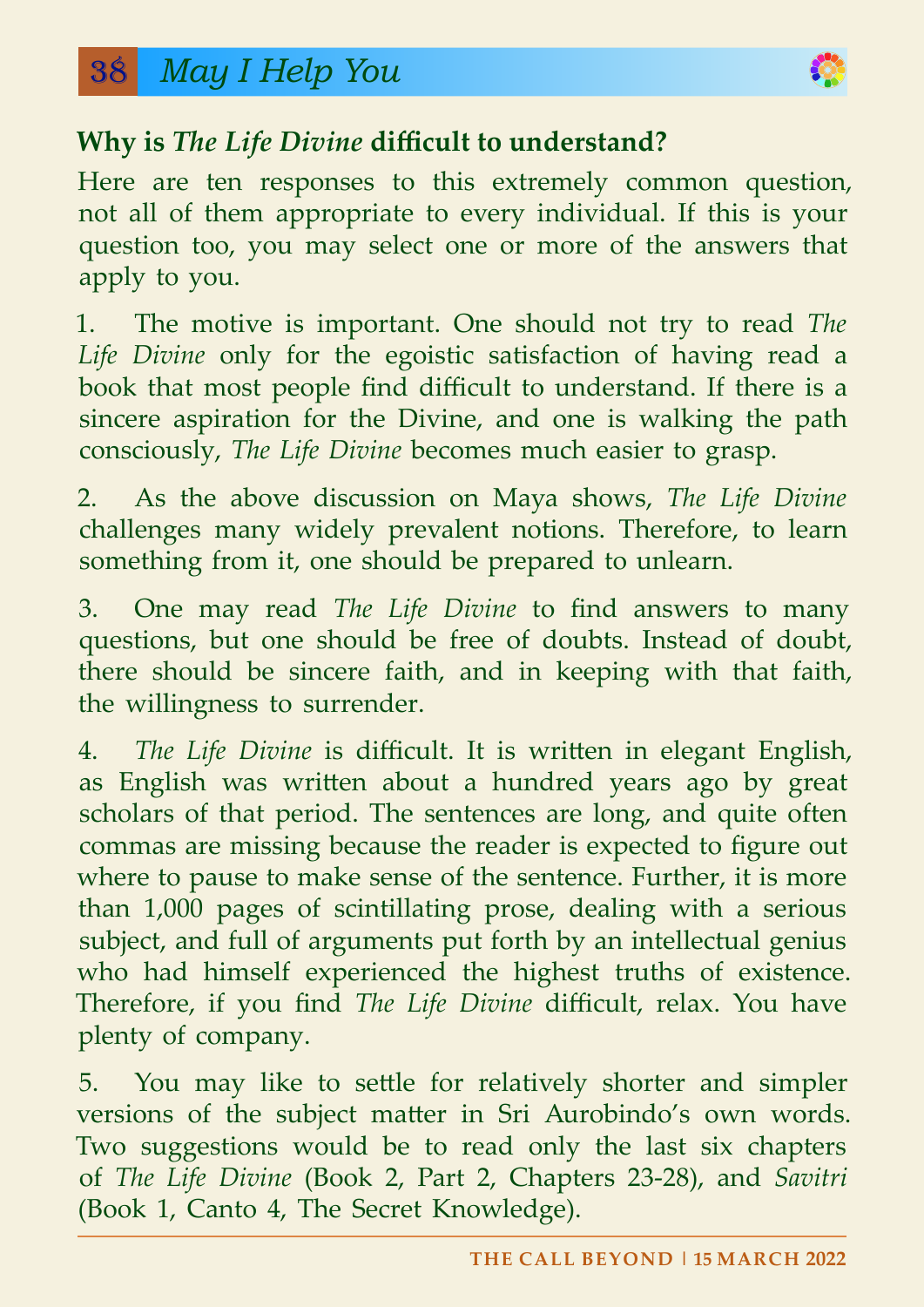## Why is *The Life Divine* difficult to understand?

Here are ten responses to this extremely common question, not all of them appropriate to every individual. If this is your question too, you may select one or more of the answers that apply to you.

1. The motive is important. One should not try to read *The Life Divine* only for the egoistic satisfaction of having read a book that most people find difficult to understand. If there is a sincere aspiration for the Divine, and one is walking the path consciously, *The Life Divine* becomes much easier to grasp.

2. As the above discussion on Maya shows, *The Life Divine* challenges many widely prevalent notions. Therefore, to learn something from it, one should be prepared to unlearn.

3. One may read *The Life Divine* to find answers to many questions, but one should be free of doubts. Instead of doubt, there should be sincere faith, and in keeping with that faith, the willingness to surrender.

4. *The Life Divine* is difficult. It is written in elegant English, as English was written about a hundred years ago by great scholars of that period. The sentences are long, and quite often commas are missing because the reader is expected to figure out where to pause to make sense of the sentence. Further, it is more than 1,000 pages of scintillating prose, dealing with a serious subject, and full of arguments put forth by an intellectual genius who had himself experienced the highest truths of existence. Therefore, if you find *The Life Divine* difficult, relax. You have plenty of company.

5. You may like to settle for relatively shorter and simpler versions of the subject matter in Sri Aurobindo's own words. Two suggestions would be to read only the last six chapters of *The Life Divine* (Book 2, Part 2, Chapters 23-28), and *Savitri* (Book 1, Canto 4, The Secret Knowledge).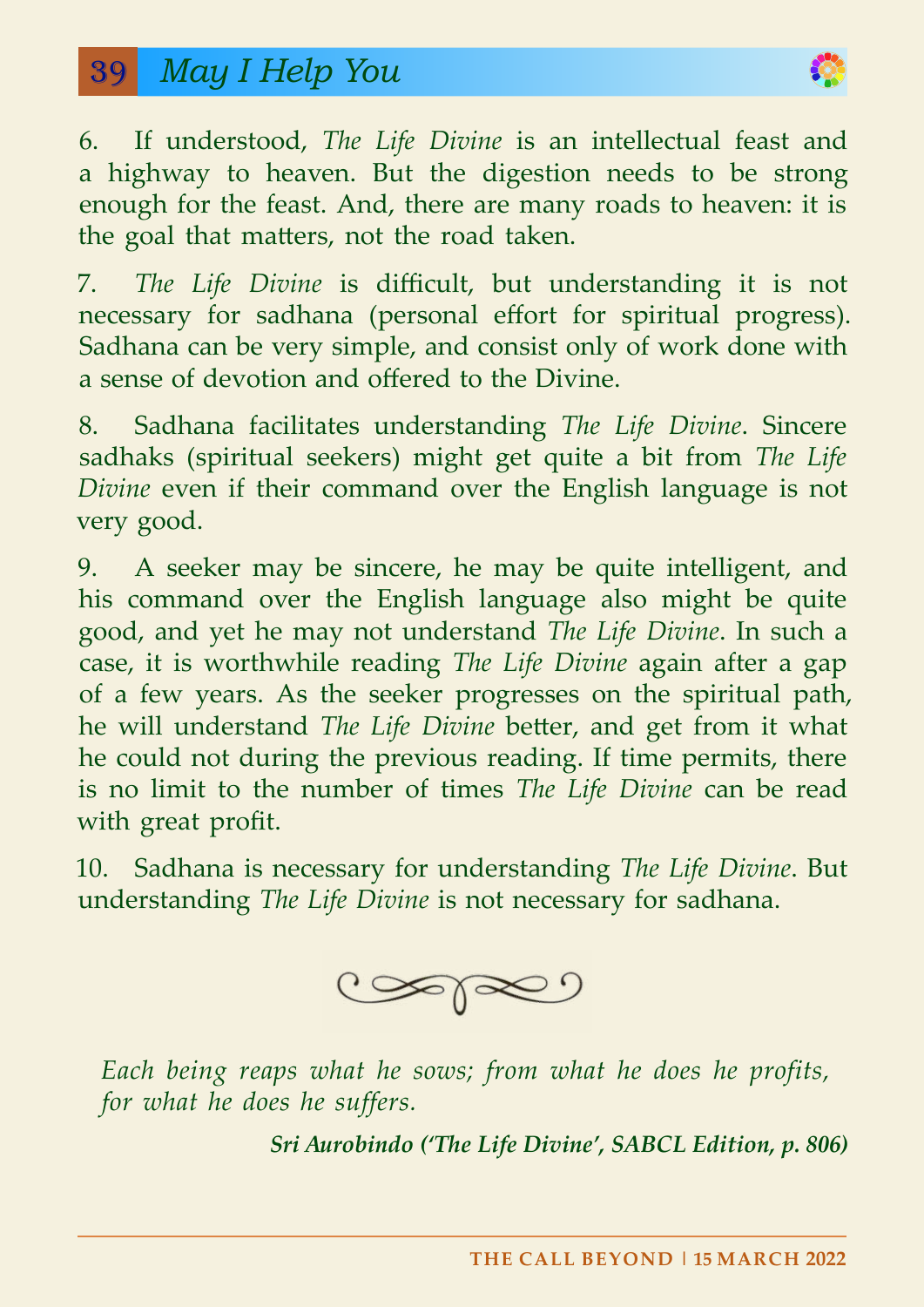6. If understood, *The Life Divine* is an intellectual feast and a highway to heaven. But the digestion needs to be strong enough for the feast. And, there are many roads to heaven: it is the goal that matters, not the road taken.

7. *The Life Divine* is difficult, but understanding it is not necessary for sadhana (personal effort for spiritual progress). Sadhana can be very simple, and consist only of work done with a sense of devotion and offered to the Divine.

8. Sadhana facilitates understanding *The Life Divine*. Sincere sadhaks (spiritual seekers) might get quite a bit from *The Life Divine* even if their command over the English language is not very good.

9. A seeker may be sincere, he may be quite intelligent, and his command over the English language also might be quite good, and yet he may not understand *The Life Divine*. In such a case, it is worthwhile reading *The Life Divine* again after a gap of a few years. As the seeker progresses on the spiritual path, he will understand *The Life Divine* better, and get from it what he could not during the previous reading. If time permits, there is no limit to the number of times *The Life Divine* can be read with great profit.

10. Sadhana is necessary for understanding *The Life Divine*. But understanding *The Life Divine* is not necessary for sadhana.

*Each being reaps what he sows; from what he does he profits, for what he does he suffers.*

***Sri Aurobindo ('The Life Divine', SABCL Edition, p. 806)***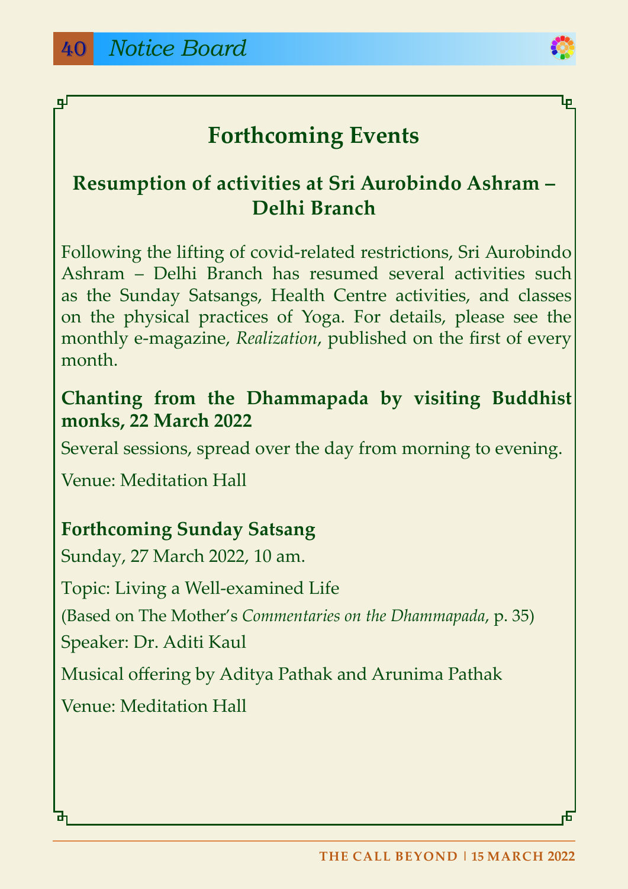# Forthcoming Events

## Resumption of activities at Sri Aurobindo Ashram – Delhi Branch

Following the lifting of covid-related restrictions, Sri Aurobindo Ashram – Delhi Branch has resumed several activities such as the Sunday Satsangs, Health Centre activities, and classes on the physical practices of Yoga. For details, please see the monthly e-magazine, *Realization*, published on the first of every month.

### Chanting from the Dhammapada by visiting Buddhist monks, 22 March 2022

Several sessions, spread over the day from morning to evening.

Venue: Meditation Hall

### Forthcoming Sunday Satsang

Sunday, 27 March 2022, 10 am.

Topic: Living a Well-examined Life

(Based on The Mother's *Commentaries on the Dhammapada*, p. 35)

Speaker: Dr. Aditi Kaul

Musical offering by Aditya Pathak and Arunima Pathak

Venue: Meditation Hall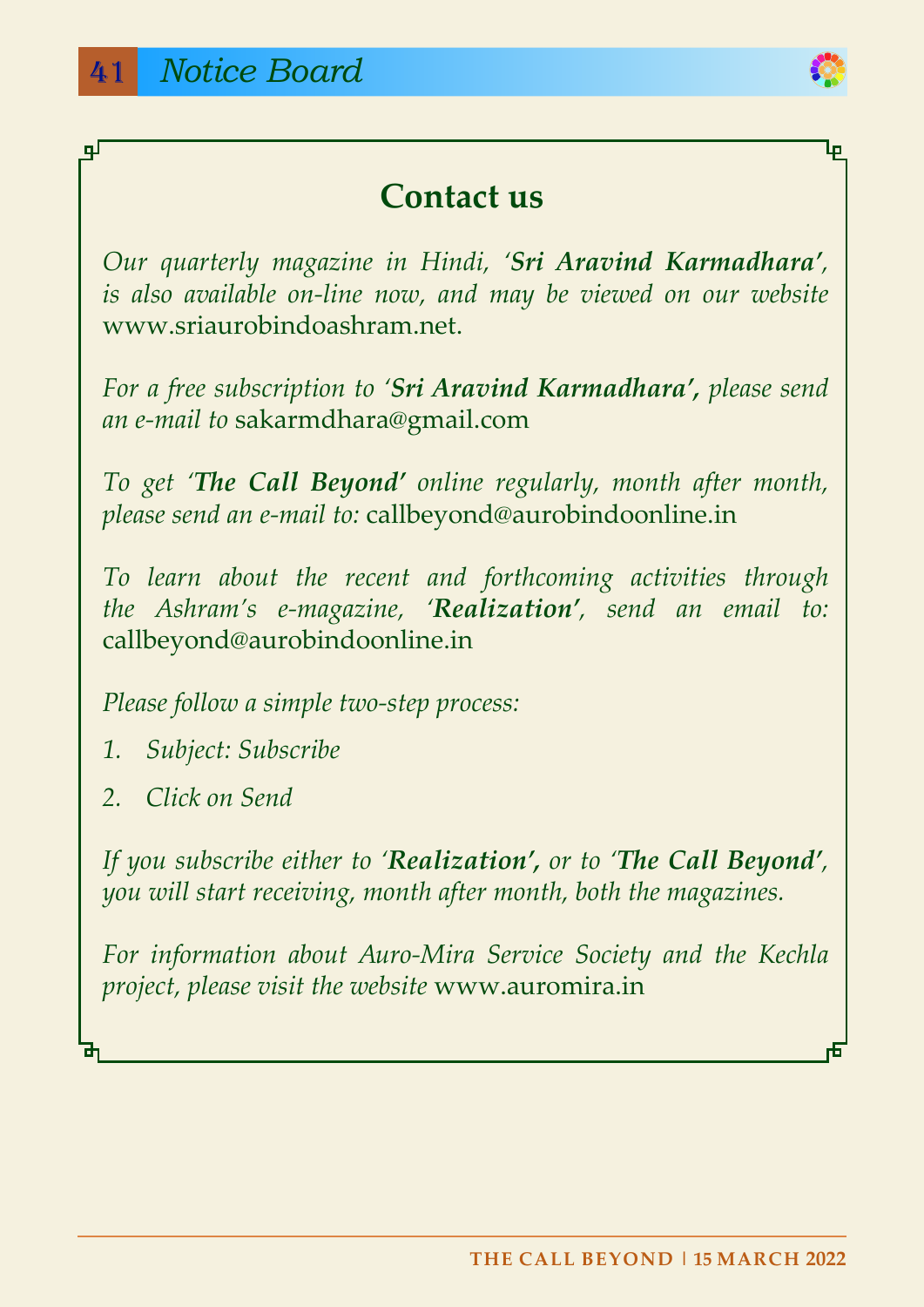# Notice Board

## Contact us

*Our quarterly magazine in Hindi, '**Sri Aravind Karmadhara**', is also available on-line now, and may be viewed on our website* www.sriaurobindoashram.net.

*For a free subscription to '**Sri Aravind Karmadhara',** please send an e-mail to* sakarmdhara@gmail.com

*To get '**The Call Beyond**' online regularly, month after month, please send an e-mail to:* callbeyond@aurobindoonline.in

*To learn about the recent and forthcoming activities through the Ashram's e-magazine, '**Realization**', send an email to:* callbeyond@aurobindoonline.in

*Please follow a simple two-step process:*

1. *Subject: Subscribe*
2. *Click on Send*

*If you subscribe either to '**Realization',** or to '**The Call Beyond**', you will start receiving, month after month, both the magazines.*

*For information about Auro-Mira Service Society and the Kechla project, please visit the website* www.auromira.in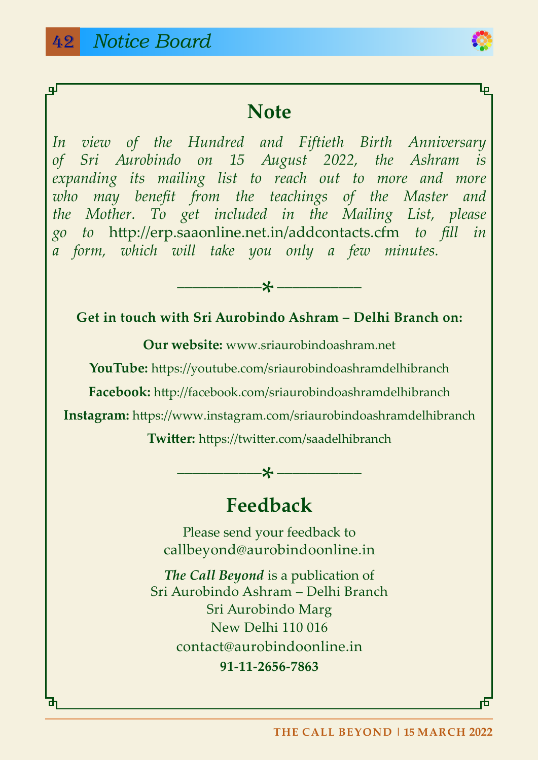## Note

*In view of the Hundred and Fiftieth Birth Anniversary of Sri Aurobindo on 15 August 2022, the Ashram is expanding its mailing list to reach out to more and more who may benefit from the teachings of the Master and the Mother. To get included in the Mailing List, please go to* http://erp.saaonline.net.in/addcontacts.cfm *to fill in a form, which will take you only a few minutes.*

———*———

**Get in touch with Sri Aurobindo Ashram – Delhi Branch on:**

**Our website:** www.sriaurobindoashram.net

**YouTube:** https://youtube.com/sriaurobindoashramdelhibranch

**Facebook:** http://facebook.com/sriaurobindoashramdelhibranch

**Instagram:** https://www.instagram.com/sriaurobindoashramdelhibranch

**Twitter:** https://twitter.com/saadelhibranch

———*———

## Feedback

Please send your feedback to
callbeyond@aurobindoonline.in

***The Call Beyond*** is a publication of
Sri Aurobindo Ashram – Delhi Branch
Sri Aurobindo Marg
New Delhi 110 016
contact@aurobindoonline.in
**91-11-2656-7863**